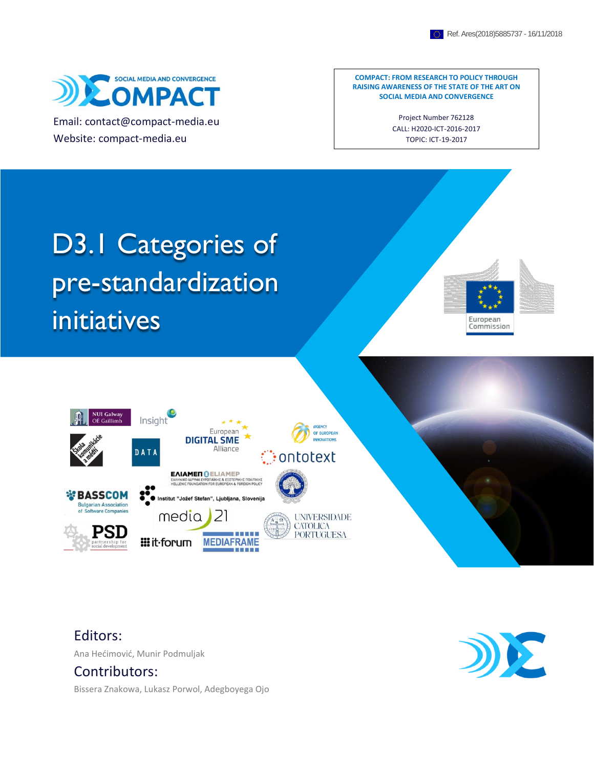Ref. Ares(2018)5885737 - 16/11/2018

SOCIAL MEDIA AND CONVERGENCE COMPACT

Email: contact@compact-media.eu
Website: compact-media.eu

**COMPACT: FROM RESEARCH TO POLICY THROUGH RAISING AWARENESS OF THE STATE OF THE ART ON SOCIAL MEDIA AND CONVERGENCE**

Project Number 762128
CALL: H2020-ICT-2016-2017
TOPIC: ICT-19-2017

# D3.1 Categories of pre-standardization initiatives

## Editors:

Ana Hećimović, Munir Podmuljak

## Contributors:

Bissera Znakowa, Lukasz Porwol, Adegboyega Ojo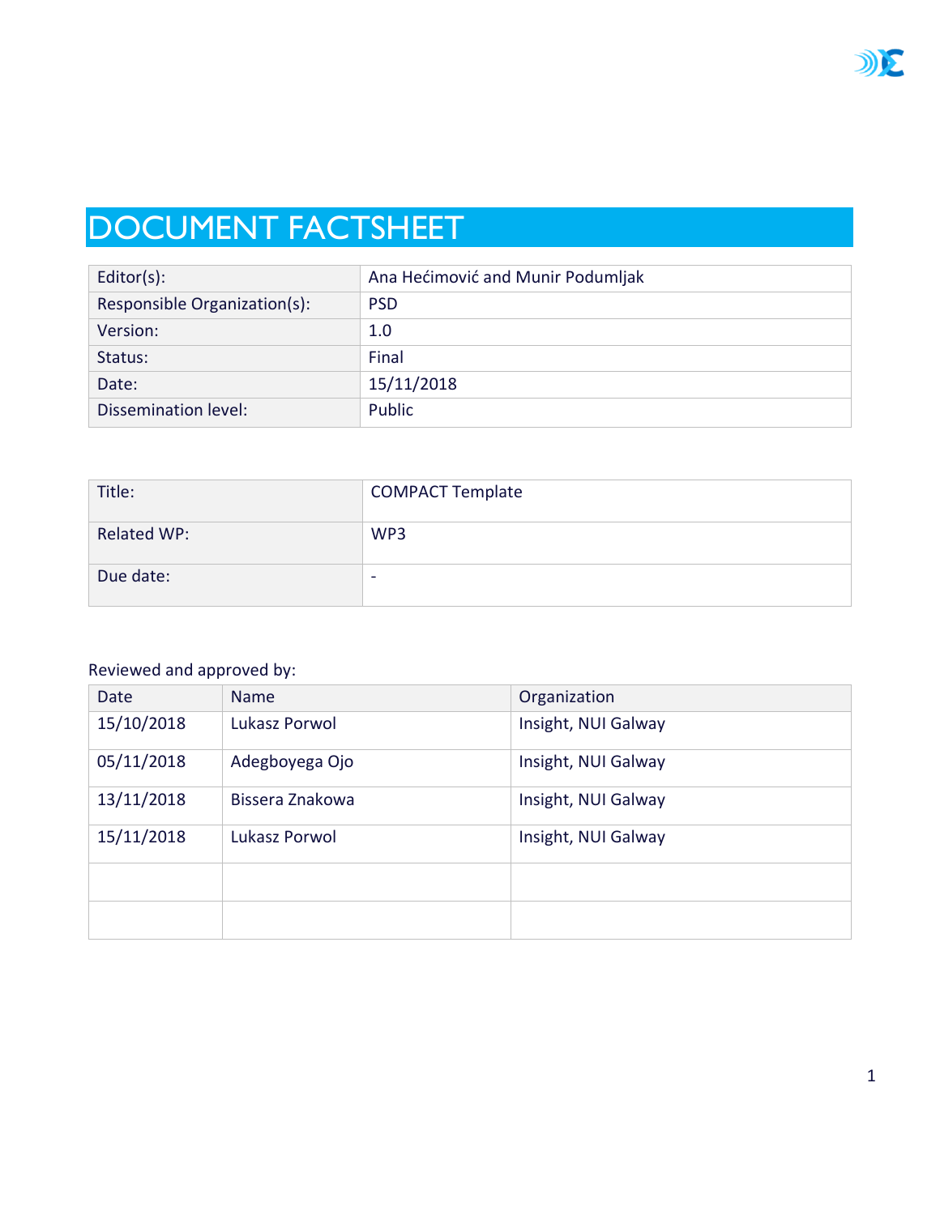# DOCUMENT FACTSHEET

| | |
|---|---|
| Editor(s): | Ana Hećimović and Munir Podumljak |
| Responsible Organization(s): | PSD |
| Version: | 1.0 |
| Status: | Final |
| Date: | 15/11/2018 |
| Dissemination level: | Public |

| | |
|---|---|
| Title: | COMPACT Template |
| Related WP: | WP3 |
| Due date: | - |

Reviewed and approved by:

| Date | Name | Organization |
|---|---|---|
| 15/10/2018 | Lukasz Porwol | Insight, NUI Galway |
| 05/11/2018 | Adegboyega Ojo | Insight, NUI Galway |
| 13/11/2018 | Bissera Znakowa | Insight, NUI Galway |
| 15/11/2018 | Lukasz Porwol | Insight, NUI Galway |
| | | |
| | | |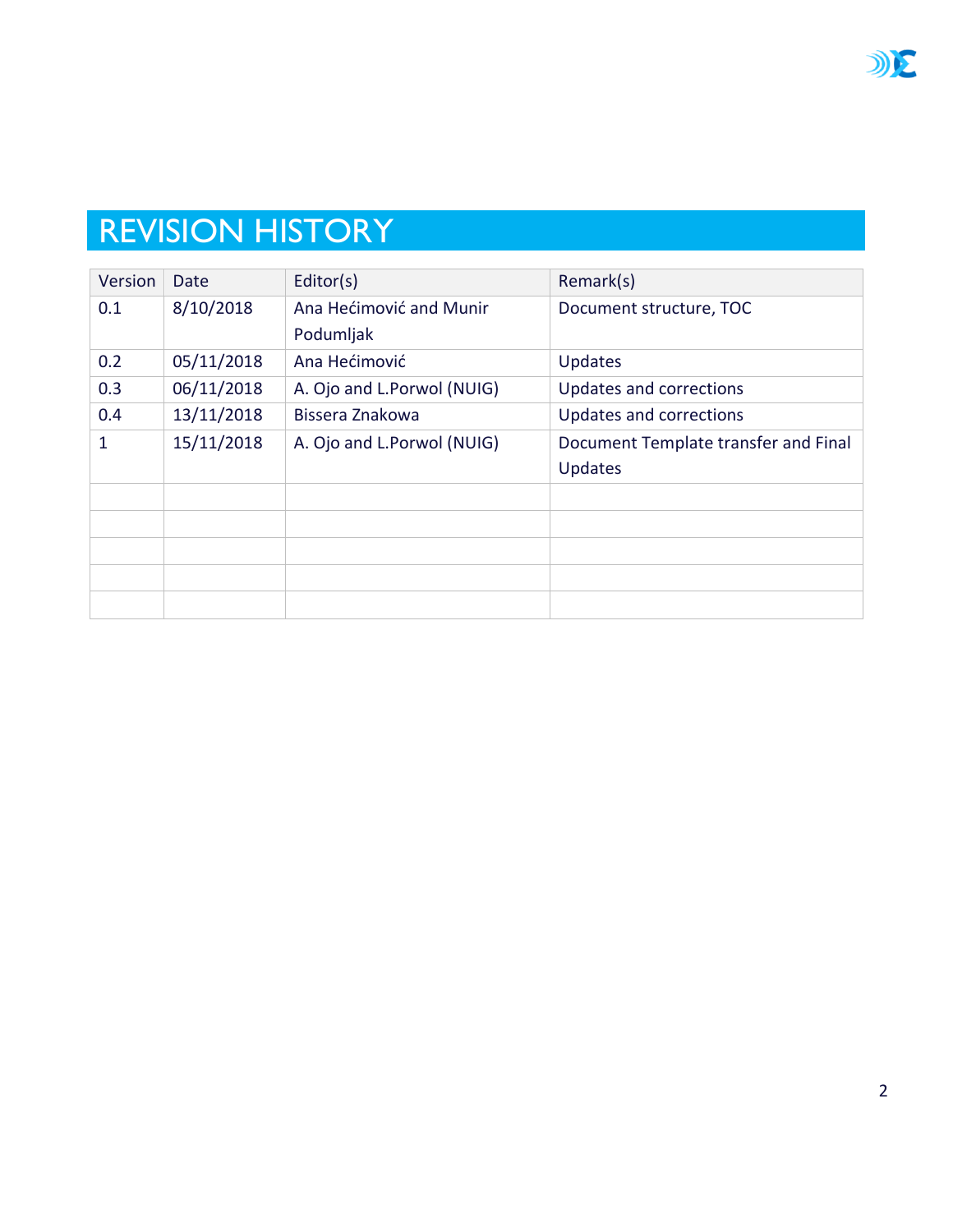# REVISION HISTORY

| Version | Date | Editor(s) | Remark(s) |
| --- | --- | --- | --- |
| 0.1 | 8/10/2018 | Ana Hećimović and Munir Podumljak | Document structure, TOC |
| 0.2 | 05/11/2018 | Ana Hećimović | Updates |
| 0.3 | 06/11/2018 | A. Ojo and L.Porwol (NUIG) | Updates and corrections |
| 0.4 | 13/11/2018 | Bissera Znakowa | Updates and corrections |
| 1 | 15/11/2018 | A. Ojo and L.Porwol (NUIG) | Document Template transfer and Final Updates |
| | | | |
| | | | |
| | | | |
| | | | |
| | | | |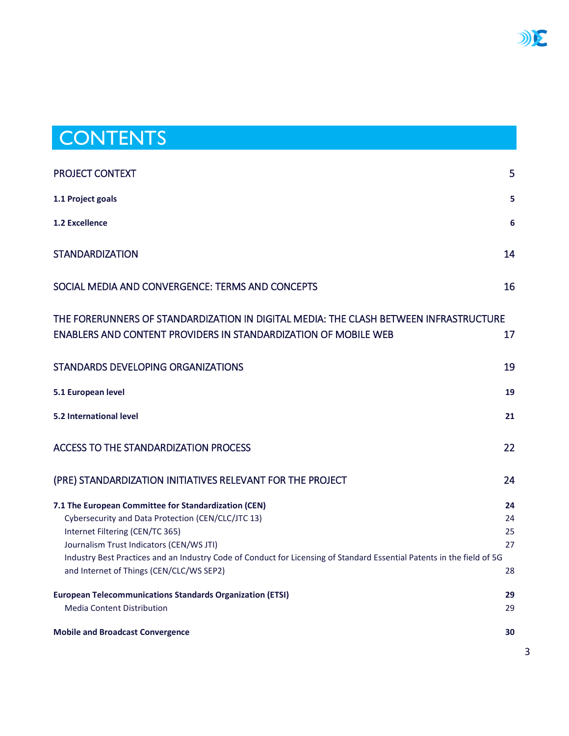# CONTENTS

PROJECT CONTEXT 5

**1.1 Project goals** **5**

**1.2 Excellence** **6**

STANDARDIZATION 14

SOCIAL MEDIA AND CONVERGENCE: TERMS AND CONCEPTS 16

THE FORERUNNERS OF STANDARDIZATION IN DIGITAL MEDIA: THE CLASH BETWEEN INFRASTRUCTURE ENABLERS AND CONTENT PROVIDERS IN STANDARDIZATION OF MOBILE WEB 17

STANDARDS DEVELOPING ORGANIZATIONS 19

**5.1 European level** **19**

**5.2 International level** **21**

ACCESS TO THE STANDARDIZATION PROCESS 22

(PRE) STANDARDIZATION INITIATIVES RELEVANT FOR THE PROJECT 24

**7.1 The European Committee for Standardization (CEN)** **24**

Cybersecurity and Data Protection (CEN/CLC/JTC 13) 24

Internet Filtering (CEN/TC 365) 25

Journalism Trust Indicators (CEN/WS JTI) 27

Industry Best Practices and an Industry Code of Conduct for Licensing of Standard Essential Patents in the field of 5G and Internet of Things (CEN/CLC/WS SEP2) 28

**European Telecommunications Standards Organization (ETSI)** **29**

Media Content Distribution 29

**Mobile and Broadcast Convergence** **30**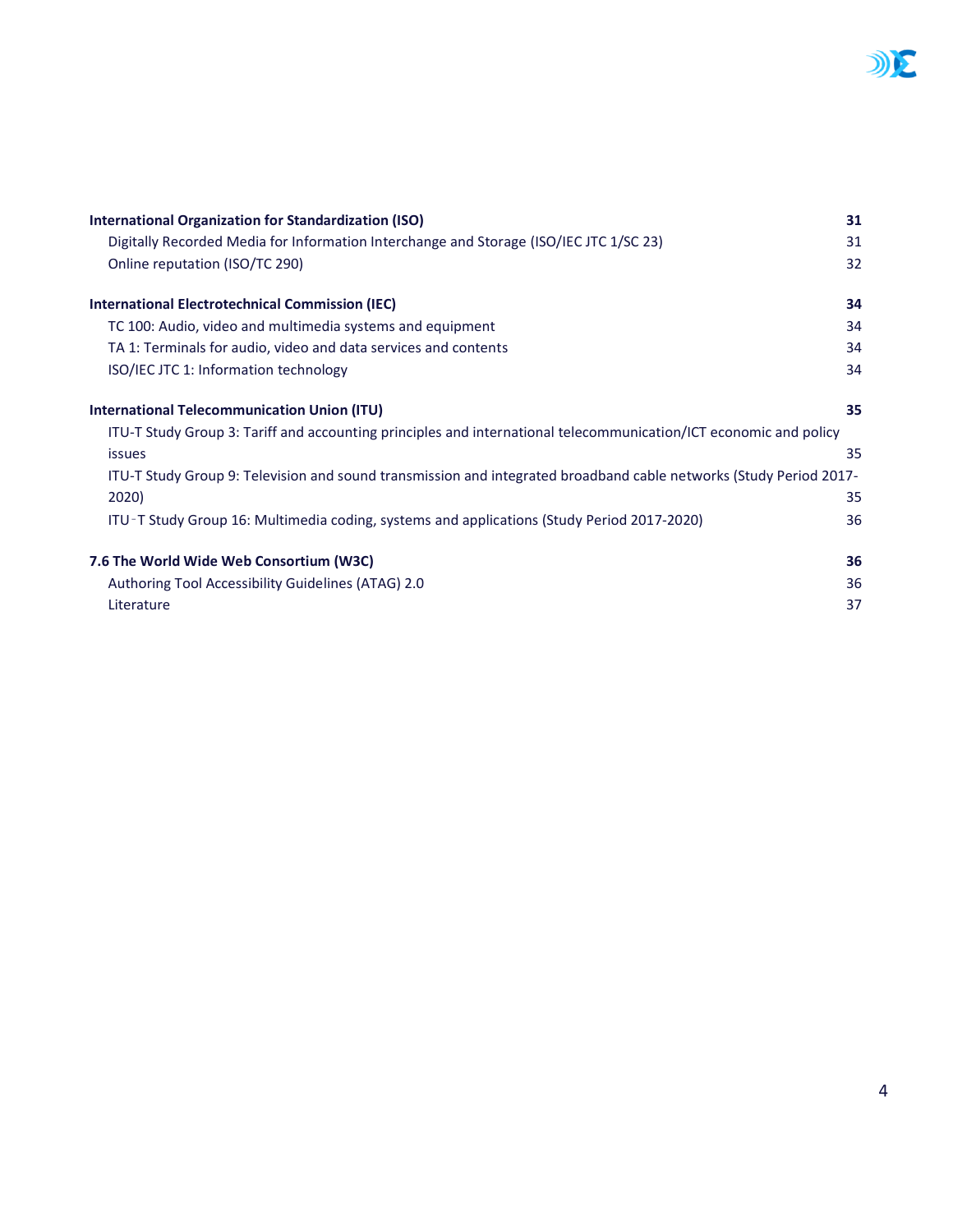**International Organization for Standardization (ISO)** **31**
- Digitally Recorded Media for Information Interchange and Storage (ISO/IEC JTC 1/SC 23) 31
- Online reputation (ISO/TC 290) 32

**International Electrotechnical Commission (IEC)** **34**
- TC 100: Audio, video and multimedia systems and equipment 34
- TA 1: Terminals for audio, video and data services and contents 34
- ISO/IEC JTC 1: Information technology 34

**International Telecommunication Union (ITU)** **35**
- ITU-T Study Group 3: Tariff and accounting principles and international telecommunication/ICT economic and policy issues 35
- ITU-T Study Group 9: Television and sound transmission and integrated broadband cable networks (Study Period 2017-2020) 35
- ITU‑T Study Group 16: Multimedia coding, systems and applications (Study Period 2017-2020) 36

**7.6 The World Wide Web Consortium (W3C)** **36**
- Authoring Tool Accessibility Guidelines (ATAG) 2.0 36
- Literature 37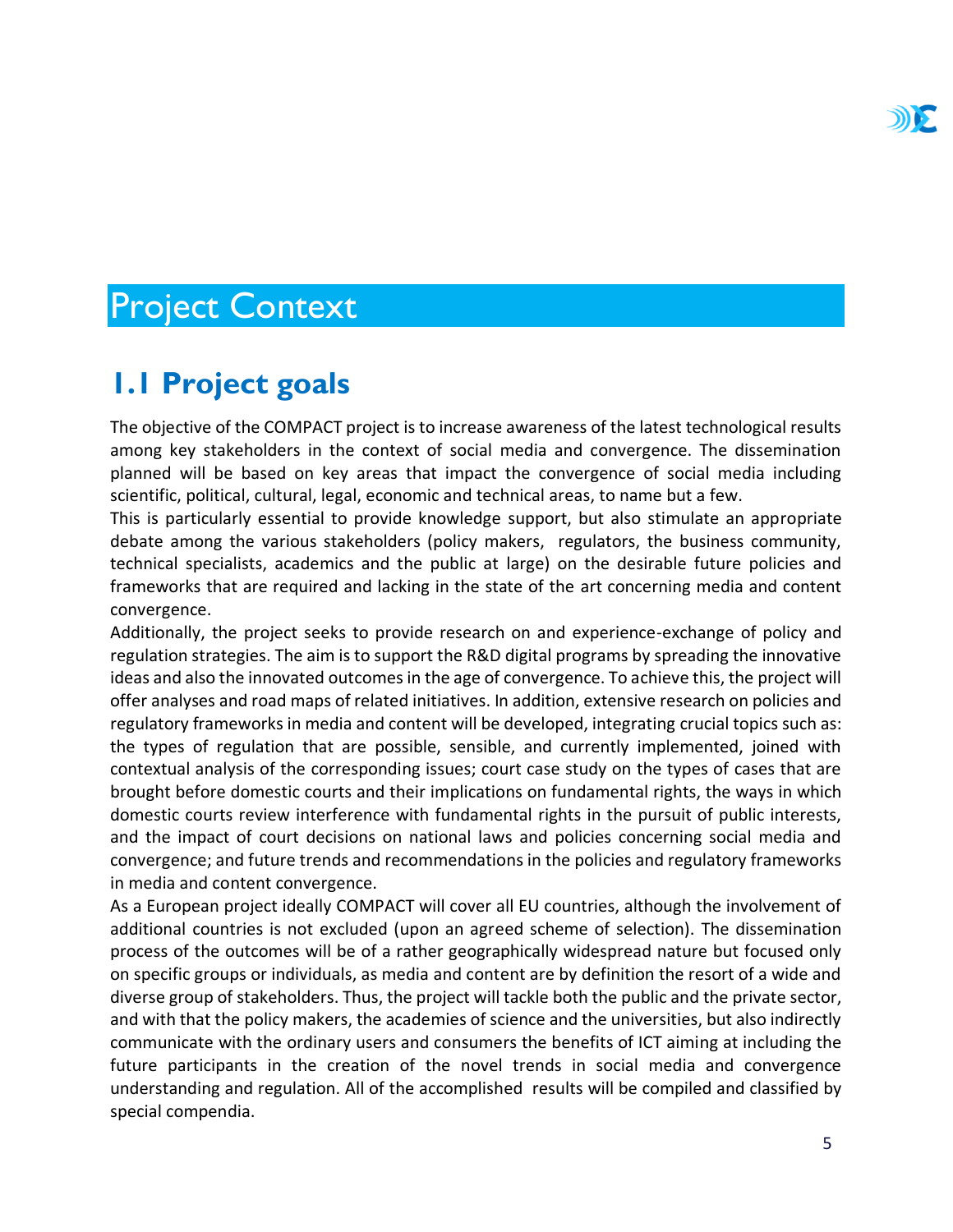# Project Context

## 1.1 Project goals

The objective of the COMPACT project is to increase awareness of the latest technological results among key stakeholders in the context of social media and convergence. The dissemination planned will be based on key areas that impact the convergence of social media including scientific, political, cultural, legal, economic and technical areas, to name but a few.

This is particularly essential to provide knowledge support, but also stimulate an appropriate debate among the various stakeholders (policy makers, regulators, the business community, technical specialists, academics and the public at large) on the desirable future policies and frameworks that are required and lacking in the state of the art concerning media and content convergence.

Additionally, the project seeks to provide research on and experience-exchange of policy and regulation strategies. The aim is to support the R&D digital programs by spreading the innovative ideas and also the innovated outcomes in the age of convergence. To achieve this, the project will offer analyses and road maps of related initiatives. In addition, extensive research on policies and regulatory frameworks in media and content will be developed, integrating crucial topics such as: the types of regulation that are possible, sensible, and currently implemented, joined with contextual analysis of the corresponding issues; court case study on the types of cases that are brought before domestic courts and their implications on fundamental rights, the ways in which domestic courts review interference with fundamental rights in the pursuit of public interests, and the impact of court decisions on national laws and policies concerning social media and convergence; and future trends and recommendations in the policies and regulatory frameworks in media and content convergence.

As a European project ideally COMPACT will cover all EU countries, although the involvement of additional countries is not excluded (upon an agreed scheme of selection). The dissemination process of the outcomes will be of a rather geographically widespread nature but focused only on specific groups or individuals, as media and content are by definition the resort of a wide and diverse group of stakeholders. Thus, the project will tackle both the public and the private sector, and with that the policy makers, the academies of science and the universities, but also indirectly communicate with the ordinary users and consumers the benefits of ICT aiming at including the future participants in the creation of the novel trends in social media and convergence understanding and regulation. All of the accomplished results will be compiled and classified by special compendia.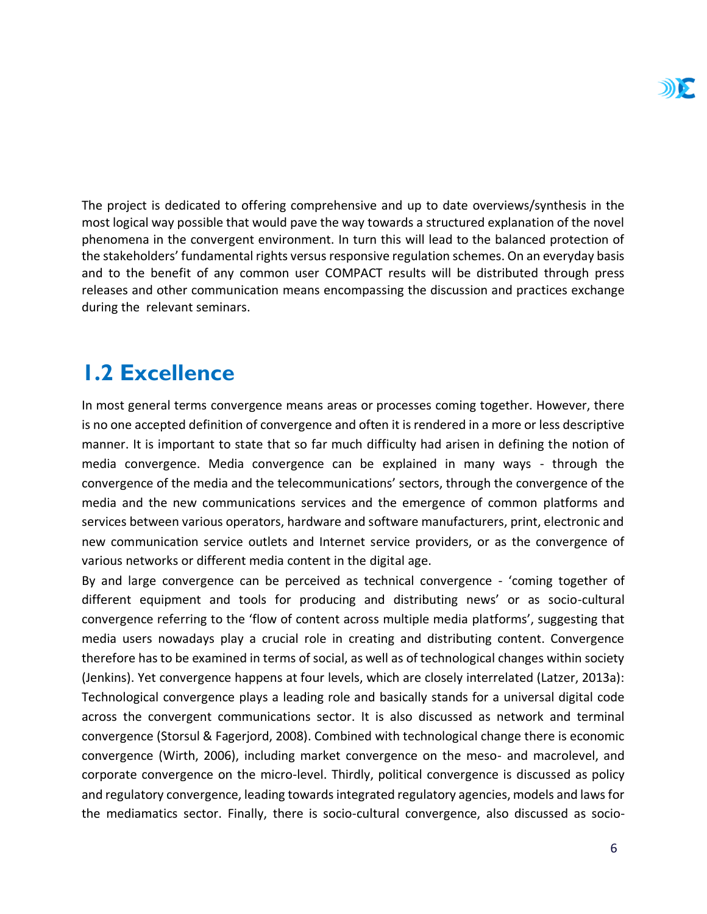The project is dedicated to offering comprehensive and up to date overviews/synthesis in the most logical way possible that would pave the way towards a structured explanation of the novel phenomena in the convergent environment. In turn this will lead to the balanced protection of the stakeholders' fundamental rights versus responsive regulation schemes. On an everyday basis and to the benefit of any common user COMPACT results will be distributed through press releases and other communication means encompassing the discussion and practices exchange during the relevant seminars.

## 1.2 Excellence

In most general terms convergence means areas or processes coming together. However, there is no one accepted definition of convergence and often it is rendered in a more or less descriptive manner. It is important to state that so far much difficulty had arisen in defining the notion of media convergence. Media convergence can be explained in many ways - through the convergence of the media and the telecommunications' sectors, through the convergence of the media and the new communications services and the emergence of common platforms and services between various operators, hardware and software manufacturers, print, electronic and new communication service outlets and Internet service providers, or as the convergence of various networks or different media content in the digital age.

By and large convergence can be perceived as technical convergence - 'coming together of different equipment and tools for producing and distributing news' or as socio-cultural convergence referring to the 'flow of content across multiple media platforms', suggesting that media users nowadays play a crucial role in creating and distributing content. Convergence therefore has to be examined in terms of social, as well as of technological changes within society (Jenkins). Yet convergence happens at four levels, which are closely interrelated (Latzer, 2013a): Technological convergence plays a leading role and basically stands for a universal digital code across the convergent communications sector. It is also discussed as network and terminal convergence (Storsul & Fagerjord, 2008). Combined with technological change there is economic convergence (Wirth, 2006), including market convergence on the meso- and macrolevel, and corporate convergence on the micro-level. Thirdly, political convergence is discussed as policy and regulatory convergence, leading towards integrated regulatory agencies, models and laws for the mediamatics sector. Finally, there is socio-cultural convergence, also discussed as socio-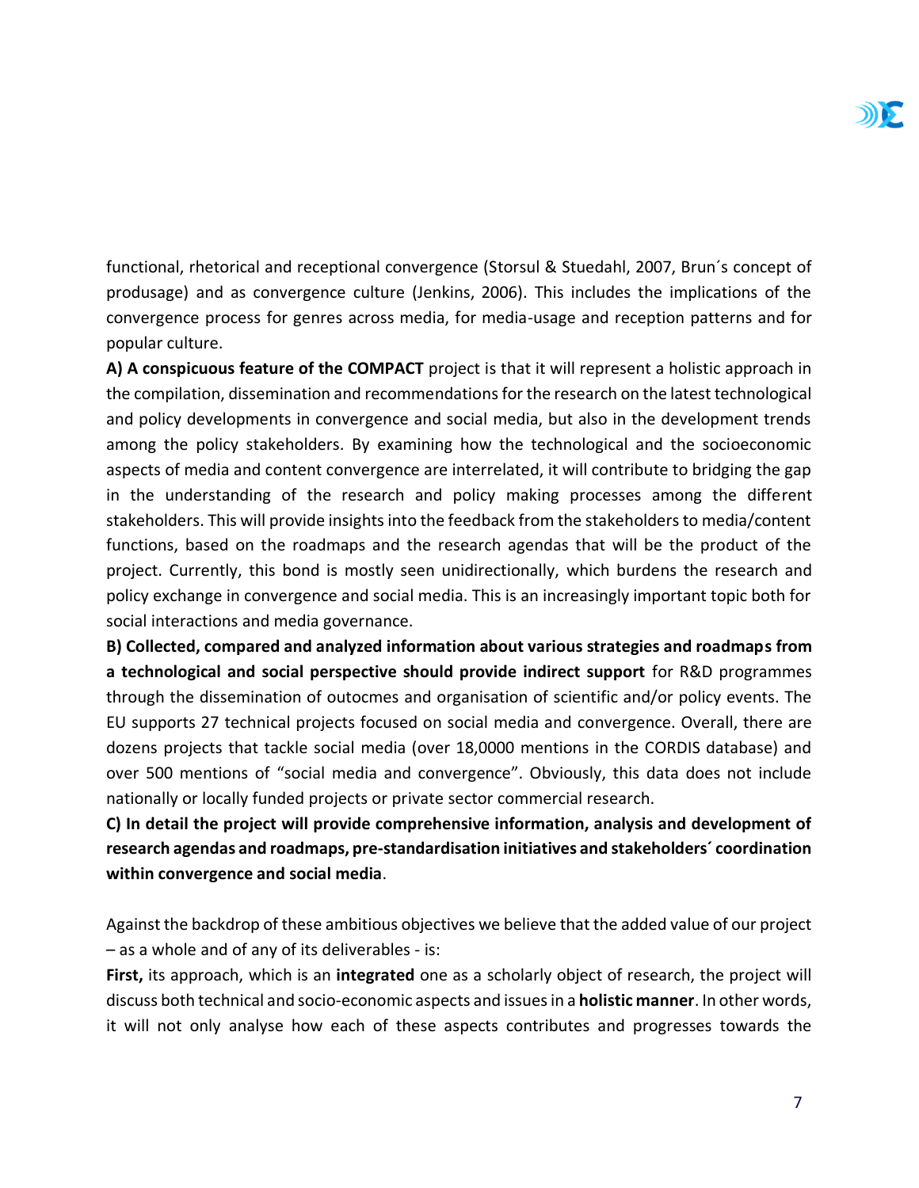functional, rhetorical and receptional convergence (Storsul & Stuedahl, 2007, Brun´s concept of produsage) and as convergence culture (Jenkins, 2006). This includes the implications of the convergence process for genres across media, for media-usage and reception patterns and for popular culture.

**A) A conspicuous feature of the COMPACT** project is that it will represent a holistic approach in the compilation, dissemination and recommendations for the research on the latest technological and policy developments in convergence and social media, but also in the development trends among the policy stakeholders. By examining how the technological and the socioeconomic aspects of media and content convergence are interrelated, it will contribute to bridging the gap in the understanding of the research and policy making processes among the different stakeholders. This will provide insights into the feedback from the stakeholders to media/content functions, based on the roadmaps and the research agendas that will be the product of the project. Currently, this bond is mostly seen unidirectionally, which burdens the research and policy exchange in convergence and social media. This is an increasingly important topic both for social interactions and media governance.

**B) Collected, compared and analyzed information about various strategies and roadmaps from a technological and social perspective should provide indirect support** for R&D programmes through the dissemination of outocmes and organisation of scientific and/or policy events. The EU supports 27 technical projects focused on social media and convergence. Overall, there are dozens projects that tackle social media (over 18,0000 mentions in the CORDIS database) and over 500 mentions of "social media and convergence". Obviously, this data does not include nationally or locally funded projects or private sector commercial research.

**C) In detail the project will provide comprehensive information, analysis and development of research agendas and roadmaps, pre-standardisation initiatives and stakeholders´ coordination within convergence and social media**.

Against the backdrop of these ambitious objectives we believe that the added value of our project – as a whole and of any of its deliverables - is:

**First,** its approach, which is an **integrated** one as a scholarly object of research, the project will discuss both technical and socio-economic aspects and issues in a **holistic manner**. In other words, it will not only analyse how each of these aspects contributes and progresses towards the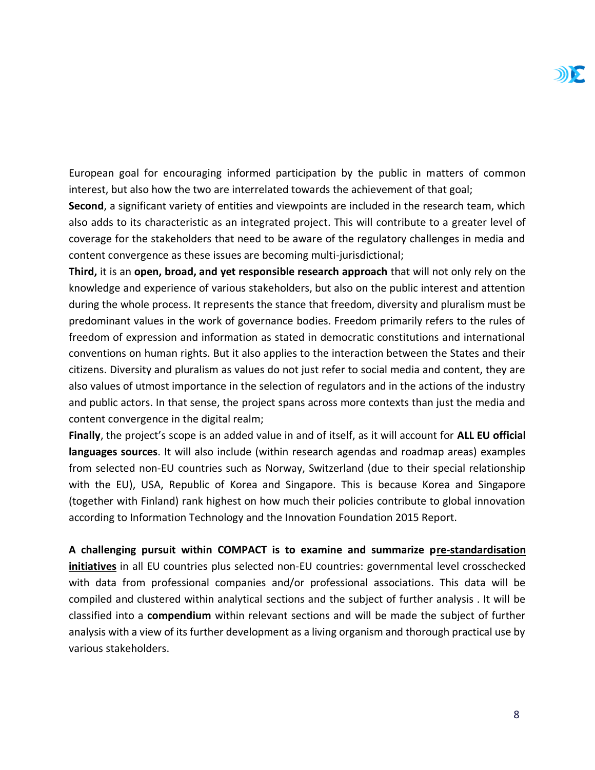European goal for encouraging informed participation by the public in matters of common interest, but also how the two are interrelated towards the achievement of that goal;

**Second**, a significant variety of entities and viewpoints are included in the research team, which also adds to its characteristic as an integrated project. This will contribute to a greater level of coverage for the stakeholders that need to be aware of the regulatory challenges in media and content convergence as these issues are becoming multi-jurisdictional;

**Third,** it is an **open, broad, and yet responsible research approach** that will not only rely on the knowledge and experience of various stakeholders, but also on the public interest and attention during the whole process. It represents the stance that freedom, diversity and pluralism must be predominant values in the work of governance bodies. Freedom primarily refers to the rules of freedom of expression and information as stated in democratic constitutions and international conventions on human rights. But it also applies to the interaction between the States and their citizens. Diversity and pluralism as values do not just refer to social media and content, they are also values of utmost importance in the selection of regulators and in the actions of the industry and public actors. In that sense, the project spans across more contexts than just the media and content convergence in the digital realm;

**Finally**, the project's scope is an added value in and of itself, as it will account for **ALL EU official languages sources**. It will also include (within research agendas and roadmap areas) examples from selected non-EU countries such as Norway, Switzerland (due to their special relationship with the EU), USA, Republic of Korea and Singapore. This is because Korea and Singapore (together with Finland) rank highest on how much their policies contribute to global innovation according to Information Technology and the Innovation Foundation 2015 Report.

**A challenging pursuit within COMPACT is to examine and summarize pre-standardisation initiatives** in all EU countries plus selected non-EU countries: governmental level crosschecked with data from professional companies and/or professional associations. This data will be compiled and clustered within analytical sections and the subject of further analysis . It will be classified into a **compendium** within relevant sections and will be made the subject of further analysis with a view of its further development as a living organism and thorough practical use by various stakeholders.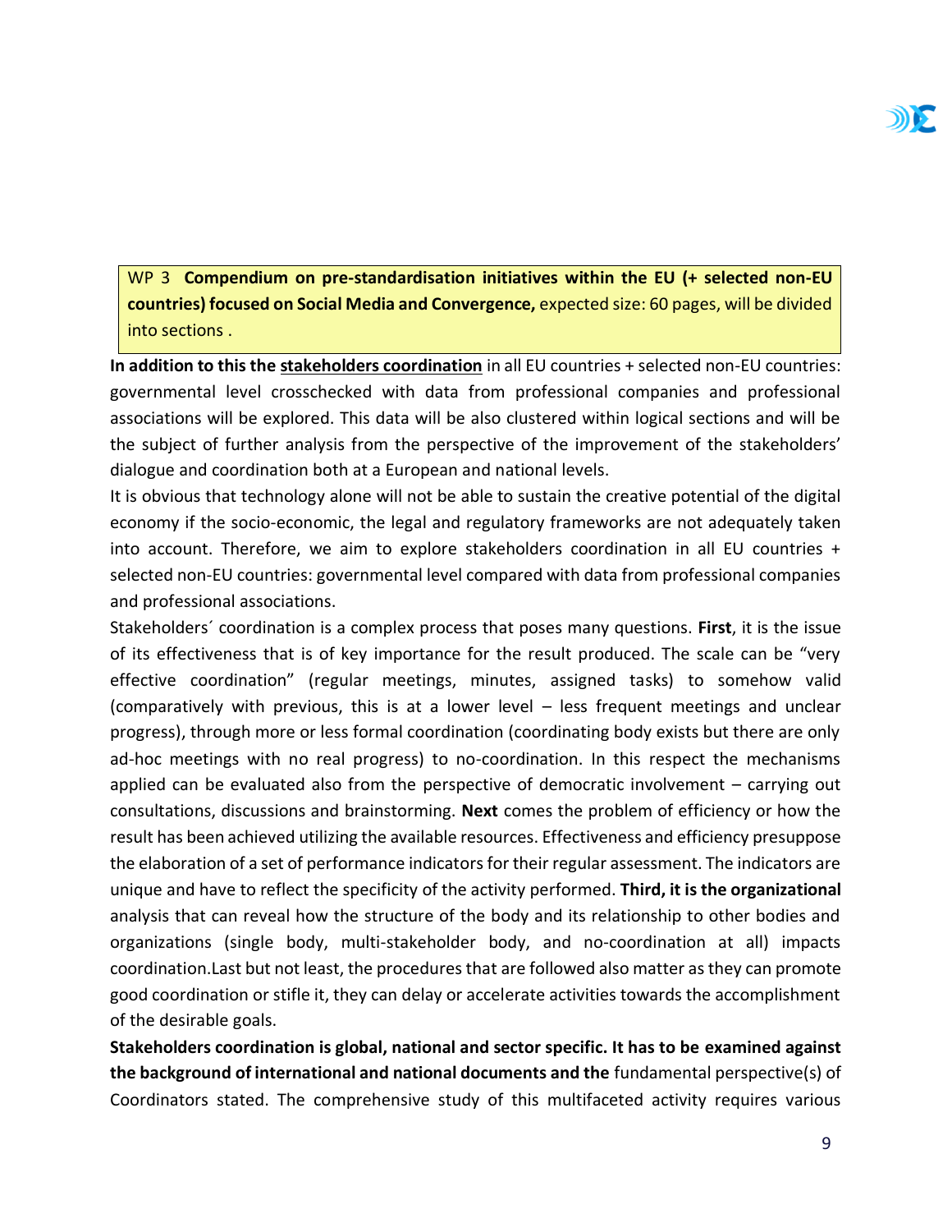WP 3 **Compendium on pre-standardisation initiatives within the EU (+ selected non-EU countries) focused on Social Media and Convergence,** expected size: 60 pages, will be divided into sections .

**In addition to this the stakeholders coordination** in all EU countries + selected non-EU countries: governmental level crosschecked with data from professional companies and professional associations will be explored. This data will be also clustered within logical sections and will be the subject of further analysis from the perspective of the improvement of the stakeholders' dialogue and coordination both at a European and national levels.

It is obvious that technology alone will not be able to sustain the creative potential of the digital economy if the socio-economic, the legal and regulatory frameworks are not adequately taken into account. Therefore, we aim to explore stakeholders coordination in all EU countries + selected non-EU countries: governmental level compared with data from professional companies and professional associations.

Stakeholders´ coordination is a complex process that poses many questions. **First**, it is the issue of its effectiveness that is of key importance for the result produced. The scale can be "very effective coordination" (regular meetings, minutes, assigned tasks) to somehow valid (comparatively with previous, this is at a lower level – less frequent meetings and unclear progress), through more or less formal coordination (coordinating body exists but there are only ad-hoc meetings with no real progress) to no-coordination. In this respect the mechanisms applied can be evaluated also from the perspective of democratic involvement – carrying out consultations, discussions and brainstorming. **Next** comes the problem of efficiency or how the result has been achieved utilizing the available resources. Effectiveness and efficiency presuppose the elaboration of a set of performance indicators for their regular assessment. The indicators are unique and have to reflect the specificity of the activity performed. **Third, it is the organizational** analysis that can reveal how the structure of the body and its relationship to other bodies and organizations (single body, multi-stakeholder body, and no-coordination at all) impacts coordination.Last but not least, the procedures that are followed also matter as they can promote good coordination or stifle it, they can delay or accelerate activities towards the accomplishment of the desirable goals.

**Stakeholders coordination is global, national and sector specific. It has to be examined against the background of international and national documents and the** fundamental perspective(s) of Coordinators stated. The comprehensive study of this multifaceted activity requires various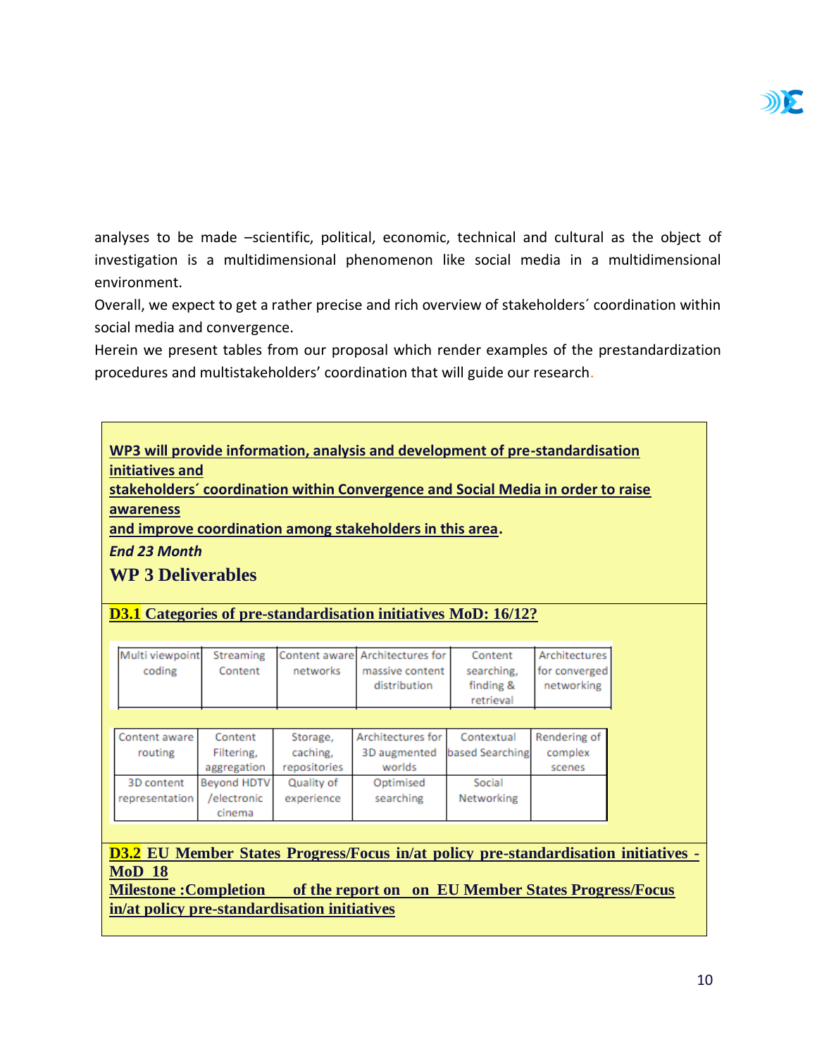analyses to be made –scientific, political, economic, technical and cultural as the object of investigation is a multidimensional phenomenon like social media in a multidimensional environment.

Overall, we expect to get a rather precise and rich overview of stakeholders´ coordination within social media and convergence.

Herein we present tables from our proposal which render examples of the prestandardization procedures and multistakeholders' coordination that will guide our research.

**WP3 will provide information, analysis and development of pre-standardisation initiatives and stakeholders´ coordination within Convergence and Social Media in order to raise awareness and improve coordination among stakeholders in this area.**

***End 23 Month***

## WP 3 Deliverables

### D3.1 Categories of pre-standardisation initiatives MoD: 16/12?

| Multi viewpoint coding | Streaming Content | Content aware networks | Architectures for massive content distribution | Content searching, finding & retrieval | Architectures for converged networking |
|---|---|---|---|---|---|

| Content aware routing | Content Filtering, aggregation | Storage, caching, repositories | Architectures for 3D augmented worlds | Contextual based Searching | Rendering of complex scenes |
|---|---|---|---|---|---|
| 3D content representation | Beyond HDTV /electronic cinema | Quality of experience | Optimised searching | Social Networking | |

### D3.2 EU Member States Progress/Focus in/at policy pre-standardisation initiatives - MoD 18

**Milestone :Completion of the report on on EU Member States Progress/Focus in/at policy pre-standardisation initiatives**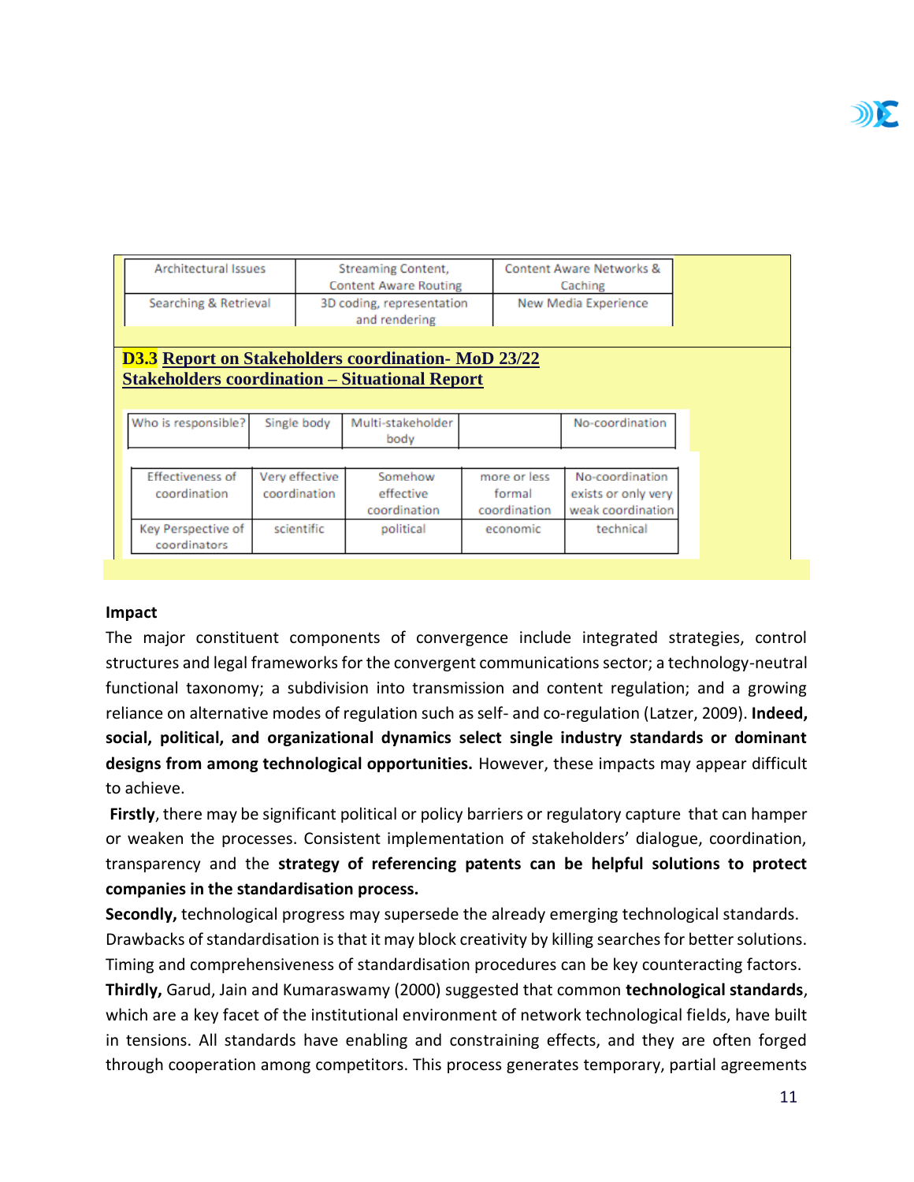| Architectural Issues | Streaming Content, Content Aware Routing | Content Aware Networks & Caching |
|---|---|---|
| Searching & Retrieval | 3D coding, representation and rendering | New Media Experience |

**D3.3 Report on Stakeholders coordination- MoD 23/22**
**Stakeholders coordination – Situational Report**

| Who is responsible? | Single body | Multi-stakeholder body | | No-coordination |
|---|---|---|---|---|
| Effectiveness of coordination | Very effective coordination | Somehow effective coordination | more or less formal coordination | No-coordination exists or only very weak coordination |
| Key Perspective of coordinators | scientific | political | economic | technical |

**Impact**

The major constituent components of convergence include integrated strategies, control structures and legal frameworks for the convergent communications sector; a technology-neutral functional taxonomy; a subdivision into transmission and content regulation; and a growing reliance on alternative modes of regulation such as self- and co-regulation (Latzer, 2009). **Indeed, social, political, and organizational dynamics select single industry standards or dominant designs from among technological opportunities.** However, these impacts may appear difficult to achieve.

**Firstly**, there may be significant political or policy barriers or regulatory capture that can hamper or weaken the processes. Consistent implementation of stakeholders' dialogue, coordination, transparency and the **strategy of referencing patents can be helpful solutions to protect companies in the standardisation process.**

**Secondly,** technological progress may supersede the already emerging technological standards. Drawbacks of standardisation is that it may block creativity by killing searches for better solutions. Timing and comprehensiveness of standardisation procedures can be key counteracting factors.

**Thirdly,** Garud, Jain and Kumaraswamy (2000) suggested that common **technological standards**, which are a key facet of the institutional environment of network technological fields, have built in tensions. All standards have enabling and constraining effects, and they are often forged through cooperation among competitors. This process generates temporary, partial agreements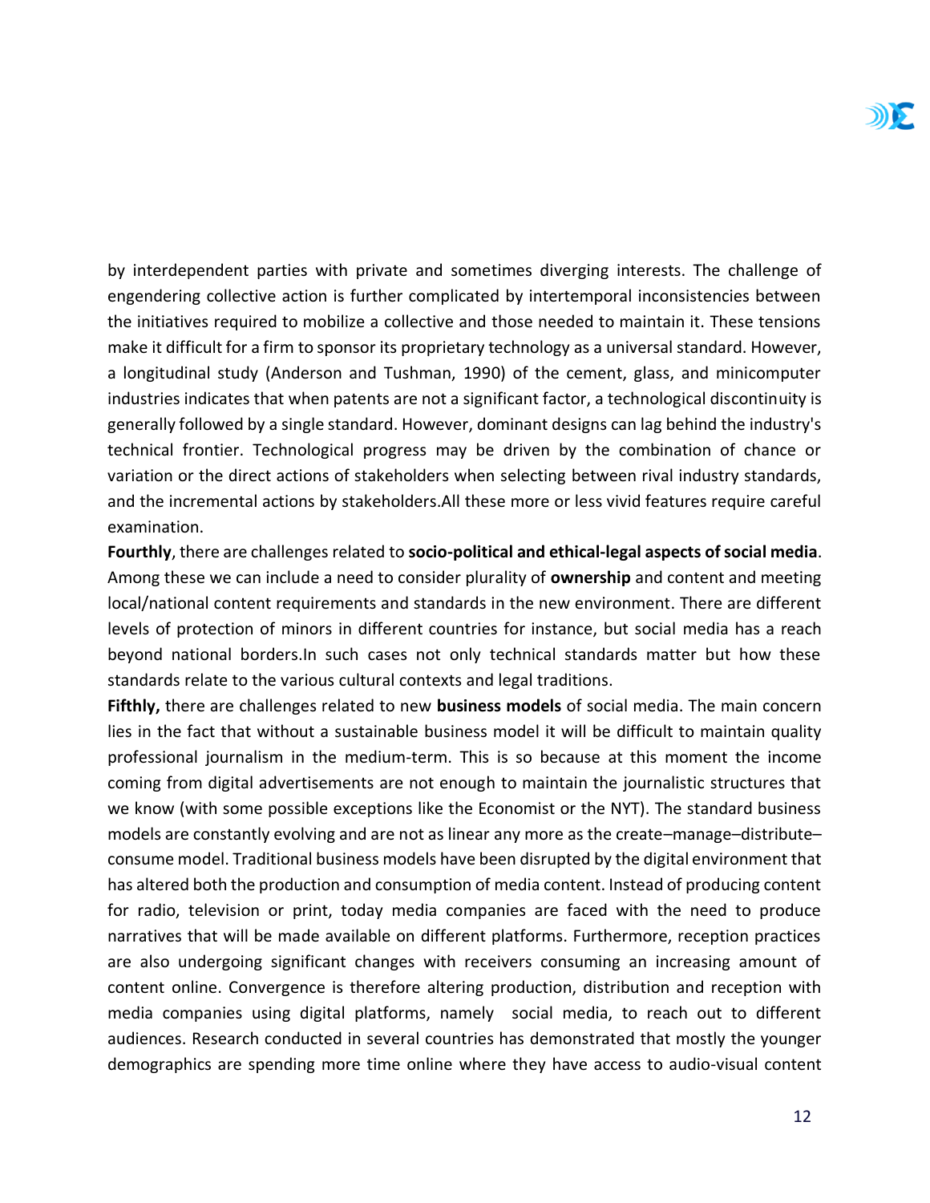by interdependent parties with private and sometimes diverging interests. The challenge of engendering collective action is further complicated by intertemporal inconsistencies between the initiatives required to mobilize a collective and those needed to maintain it. These tensions make it difficult for a firm to sponsor its proprietary technology as a universal standard. However, a longitudinal study (Anderson and Tushman, 1990) of the cement, glass, and minicomputer industries indicates that when patents are not a significant factor, a technological discontinuity is generally followed by a single standard. However, dominant designs can lag behind the industry's technical frontier. Technological progress may be driven by the combination of chance or variation or the direct actions of stakeholders when selecting between rival industry standards, and the incremental actions by stakeholders.All these more or less vivid features require careful examination.

**Fourthly**, there are challenges related to **socio-political and ethical-legal aspects of social media**. Among these we can include a need to consider plurality of **ownership** and content and meeting local/national content requirements and standards in the new environment. There are different levels of protection of minors in different countries for instance, but social media has a reach beyond national borders.In such cases not only technical standards matter but how these standards relate to the various cultural contexts and legal traditions.

**Fifthly,** there are challenges related to new **business models** of social media. The main concern lies in the fact that without a sustainable business model it will be difficult to maintain quality professional journalism in the medium-term. This is so because at this moment the income coming from digital advertisements are not enough to maintain the journalistic structures that we know (with some possible exceptions like the Economist or the NYT). The standard business models are constantly evolving and are not as linear any more as the create–manage–distribute–consume model. Traditional business models have been disrupted by the digital environment that has altered both the production and consumption of media content. Instead of producing content for radio, television or print, today media companies are faced with the need to produce narratives that will be made available on different platforms. Furthermore, reception practices are also undergoing significant changes with receivers consuming an increasing amount of content online. Convergence is therefore altering production, distribution and reception with media companies using digital platforms, namely social media, to reach out to different audiences. Research conducted in several countries has demonstrated that mostly the younger demographics are spending more time online where they have access to audio-visual content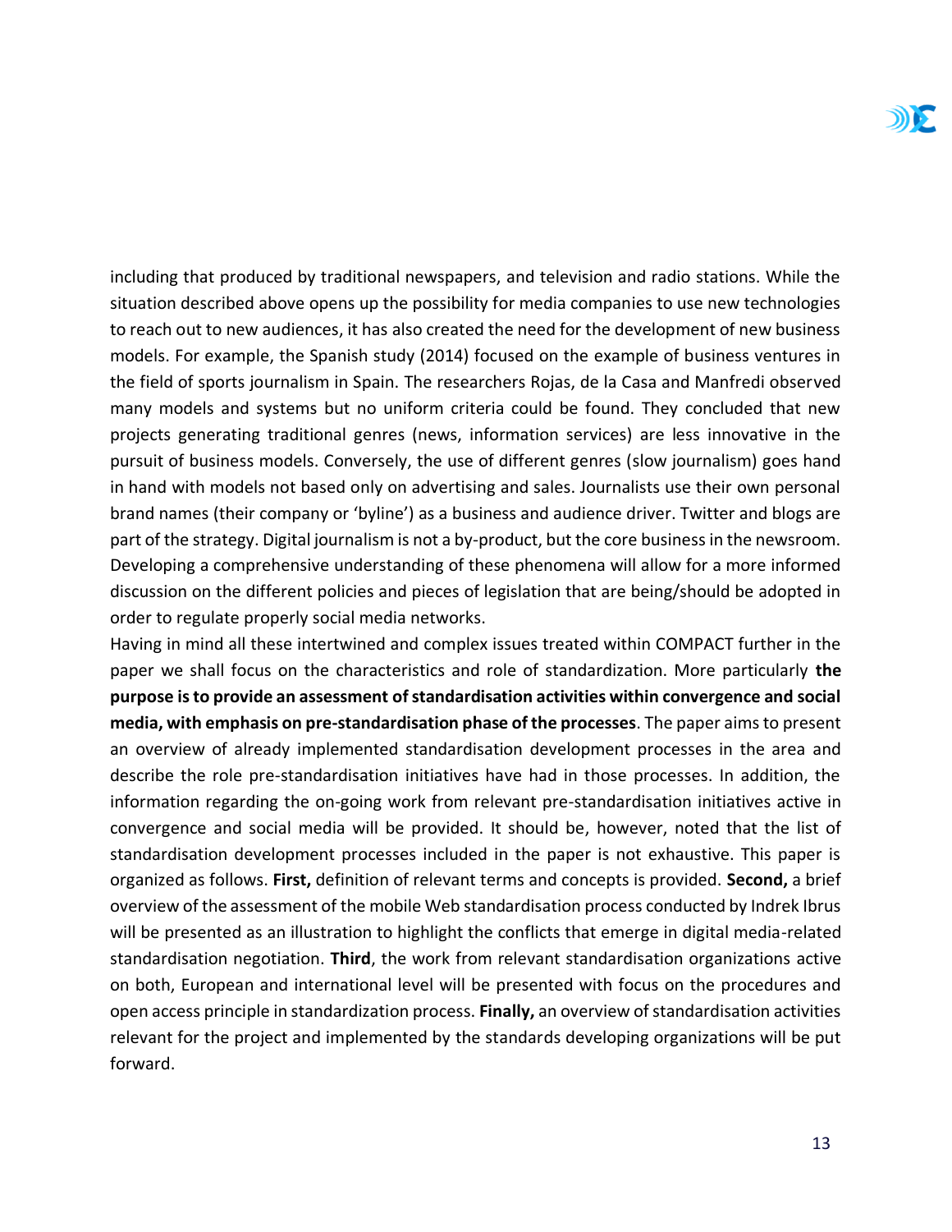including that produced by traditional newspapers, and television and radio stations. While the situation described above opens up the possibility for media companies to use new technologies to reach out to new audiences, it has also created the need for the development of new business models. For example, the Spanish study (2014) focused on the example of business ventures in the field of sports journalism in Spain. The researchers Rojas, de la Casa and Manfredi observed many models and systems but no uniform criteria could be found. They concluded that new projects generating traditional genres (news, information services) are less innovative in the pursuit of business models. Conversely, the use of different genres (slow journalism) goes hand in hand with models not based only on advertising and sales. Journalists use their own personal brand names (their company or 'byline') as a business and audience driver. Twitter and blogs are part of the strategy. Digital journalism is not a by-product, but the core business in the newsroom. Developing a comprehensive understanding of these phenomena will allow for a more informed discussion on the different policies and pieces of legislation that are being/should be adopted in order to regulate properly social media networks.

Having in mind all these intertwined and complex issues treated within COMPACT further in the paper we shall focus on the characteristics and role of standardization. More particularly **the purpose is to provide an assessment of standardisation activities within convergence and social media, with emphasis on pre-standardisation phase of the processes**. The paper aims to present an overview of already implemented standardisation development processes in the area and describe the role pre-standardisation initiatives have had in those processes. In addition, the information regarding the on-going work from relevant pre-standardisation initiatives active in convergence and social media will be provided. It should be, however, noted that the list of standardisation development processes included in the paper is not exhaustive. This paper is organized as follows. **First,** definition of relevant terms and concepts is provided. **Second,** a brief overview of the assessment of the mobile Web standardisation process conducted by Indrek Ibrus will be presented as an illustration to highlight the conflicts that emerge in digital media-related standardisation negotiation. **Third**, the work from relevant standardisation organizations active on both, European and international level will be presented with focus on the procedures and open access principle in standardization process. **Finally,** an overview of standardisation activities relevant for the project and implemented by the standards developing organizations will be put forward.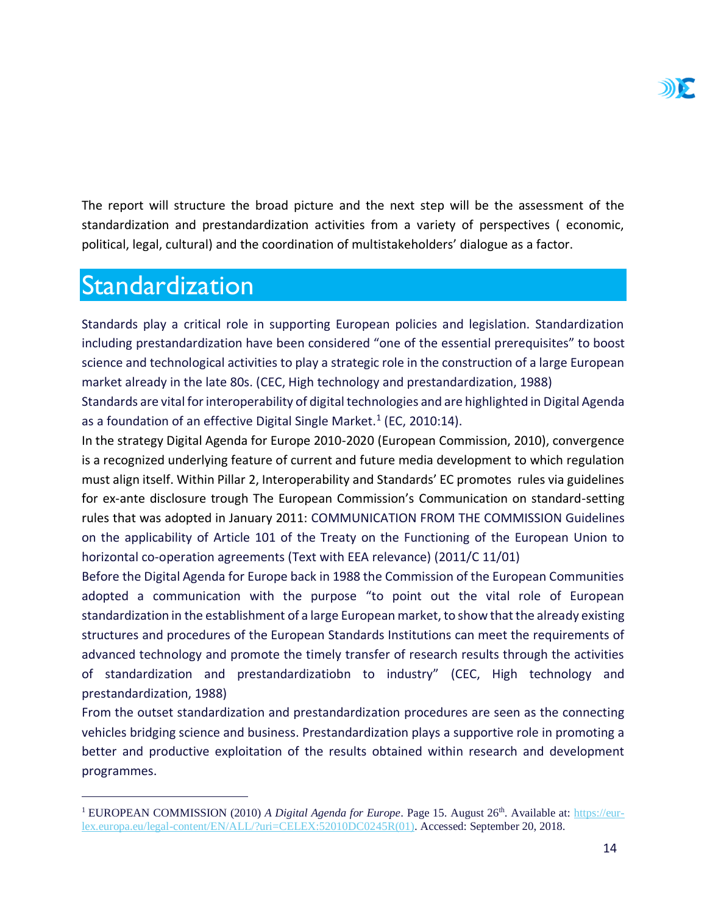The report will structure the broad picture and the next step will be the assessment of the standardization and prestandardization activities from a variety of perspectives ( economic, political, legal, cultural) and the coordination of multistakeholders' dialogue as a factor.

# Standardization

Standards play a critical role in supporting European policies and legislation. Standardization including prestandardization have been considered "one of the essential prerequisites" to boost science and technological activities to play a strategic role in the construction of a large European market already in the late 80s. (CEC, High technology and prestandardization, 1988)

Standards are vital for interoperability of digital technologies and are highlighted in Digital Agenda as a foundation of an effective Digital Single Market.[1] (EC, 2010:14).

In the strategy Digital Agenda for Europe 2010-2020 (European Commission, 2010), convergence is a recognized underlying feature of current and future media development to which regulation must align itself. Within Pillar 2, Interoperability and Standards' EC promotes rules via guidelines for ex-ante disclosure trough The European Commission's Communication on standard-setting rules that was adopted in January 2011: COMMUNICATION FROM THE COMMISSION Guidelines on the applicability of Article 101 of the Treaty on the Functioning of the European Union to horizontal co-operation agreements (Text with EEA relevance) (2011/C 11/01)

Before the Digital Agenda for Europe back in 1988 the Commission of the European Communities adopted a communication with the purpose "to point out the vital role of European standardization in the establishment of a large European market, to show that the already existing structures and procedures of the European Standards Institutions can meet the requirements of advanced technology and promote the timely transfer of research results through the activities of standardization and prestandardizatiobn to industry" (CEC, High technology and prestandardization, 1988)

From the outset standardization and prestandardization procedures are seen as the connecting vehicles bridging science and business. Prestandardization plays a supportive role in promoting a better and productive exploitation of the results obtained within research and development programmes.

---

[1] EUROPEAN COMMISSION (2010) *A Digital Agenda for Europe*. Page 15. August 26th. Available at: https://eur-lex.europa.eu/legal-content/EN/ALL/?uri=CELEX:52010DC0245R(01). Accessed: September 20, 2018.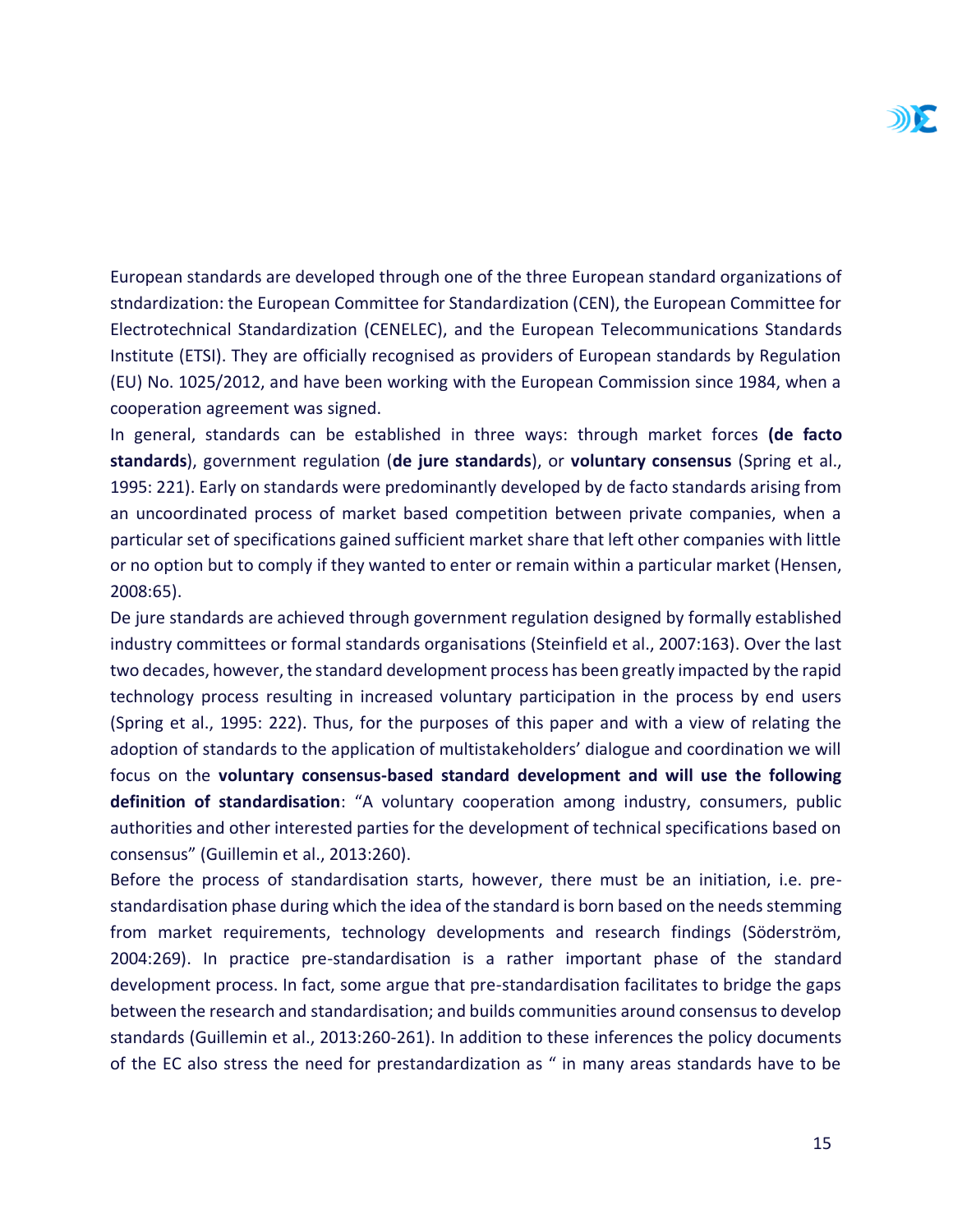European standards are developed through one of the three European standard organizations of stndardization: the European Committee for Standardization (CEN), the European Committee for Electrotechnical Standardization (CENELEC), and the European Telecommunications Standards Institute (ETSI). They are officially recognised as providers of European standards by Regulation (EU) No. 1025/2012, and have been working with the European Commission since 1984, when a cooperation agreement was signed.

In general, standards can be established in three ways: through market forces **(de facto standards**), government regulation (**de jure standards**), or **voluntary consensus** (Spring et al., 1995: 221). Early on standards were predominantly developed by de facto standards arising from an uncoordinated process of market based competition between private companies, when a particular set of specifications gained sufficient market share that left other companies with little or no option but to comply if they wanted to enter or remain within a particular market (Hensen, 2008:65).

De jure standards are achieved through government regulation designed by formally established industry committees or formal standards organisations (Steinfield et al., 2007:163). Over the last two decades, however, the standard development process has been greatly impacted by the rapid technology process resulting in increased voluntary participation in the process by end users (Spring et al., 1995: 222). Thus, for the purposes of this paper and with a view of relating the adoption of standards to the application of multistakeholders' dialogue and coordination we will focus on the **voluntary consensus-based standard development and will use the following definition of standardisation**: "A voluntary cooperation among industry, consumers, public authorities and other interested parties for the development of technical specifications based on consensus" (Guillemin et al., 2013:260).

Before the process of standardisation starts, however, there must be an initiation, i.e. pre-standardisation phase during which the idea of the standard is born based on the needs stemming from market requirements, technology developments and research findings (Söderström, 2004:269). In practice pre-standardisation is a rather important phase of the standard development process. In fact, some argue that pre-standardisation facilitates to bridge the gaps between the research and standardisation; and builds communities around consensus to develop standards (Guillemin et al., 2013:260-261). In addition to these inferences the policy documents of the EC also stress the need for prestandardization as " in many areas standards have to be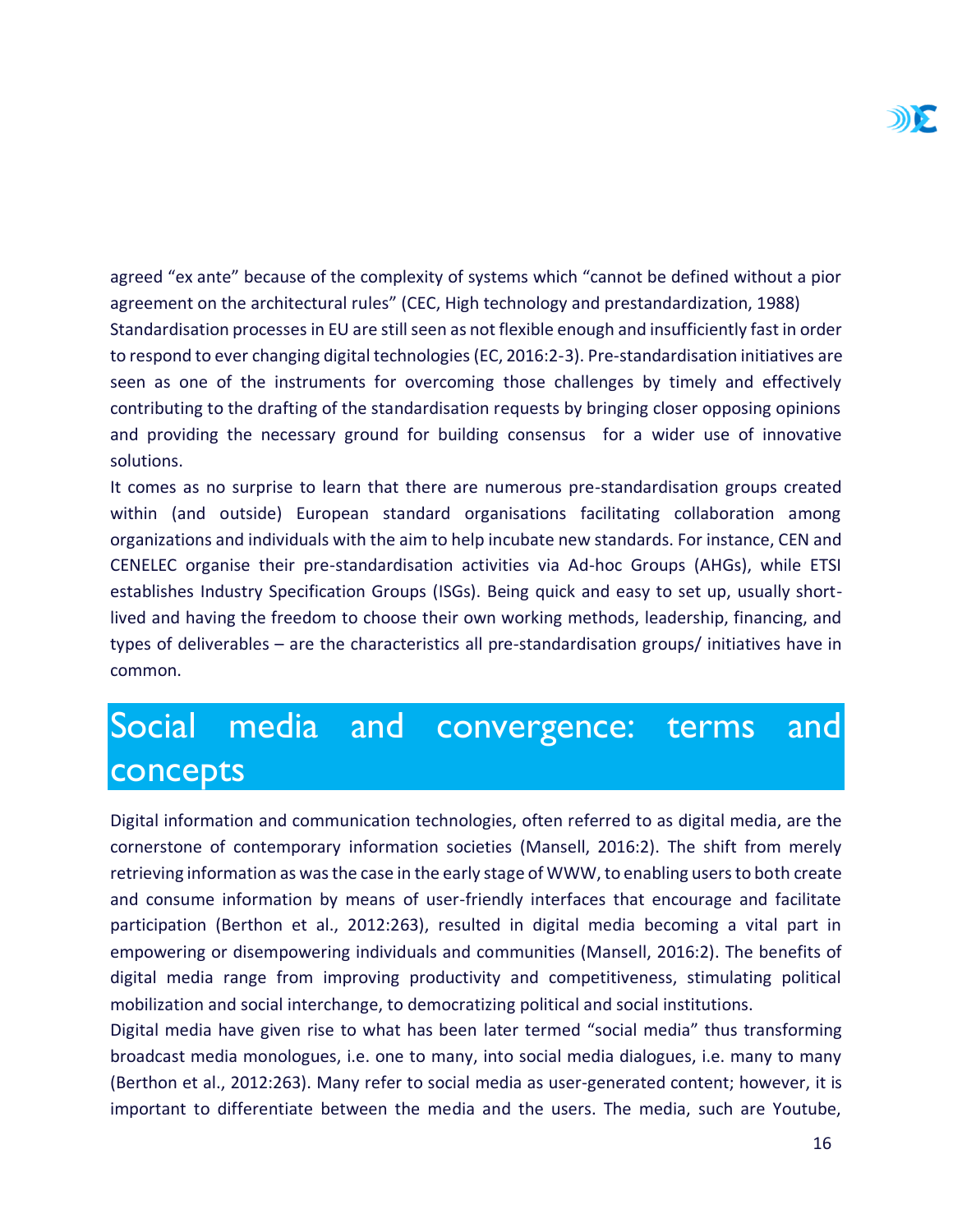agreed “ex ante” because of the complexity of systems which “cannot be defined without a pior agreement on the architectural rules” (CEC, High technology and prestandardization, 1988)

Standardisation processes in EU are still seen as not flexible enough and insufficiently fast in order to respond to ever changing digital technologies (EC, 2016:2-3). Pre-standardisation initiatives are seen as one of the instruments for overcoming those challenges by timely and effectively contributing to the drafting of the standardisation requests by bringing closer opposing opinions and providing the necessary ground for building consensus for a wider use of innovative solutions.

It comes as no surprise to learn that there are numerous pre-standardisation groups created within (and outside) European standard organisations facilitating collaboration among organizations and individuals with the aim to help incubate new standards. For instance, CEN and CENELEC organise their pre-standardisation activities via Ad-hoc Groups (AHGs), while ETSI establishes Industry Specification Groups (ISGs). Being quick and easy to set up, usually short-lived and having the freedom to choose their own working methods, leadership, financing, and types of deliverables – are the characteristics all pre-standardisation groups/ initiatives have in common.

# Social media and convergence: terms and concepts

Digital information and communication technologies, often referred to as digital media, are the cornerstone of contemporary information societies (Mansell, 2016:2). The shift from merely retrieving information as was the case in the early stage of WWW, to enabling users to both create and consume information by means of user-friendly interfaces that encourage and facilitate participation (Berthon et al., 2012:263), resulted in digital media becoming a vital part in empowering or disempowering individuals and communities (Mansell, 2016:2). The benefits of digital media range from improving productivity and competitiveness, stimulating political mobilization and social interchange, to democratizing political and social institutions.

Digital media have given rise to what has been later termed “social media” thus transforming broadcast media monologues, i.e. one to many, into social media dialogues, i.e. many to many (Berthon et al., 2012:263). Many refer to social media as user-generated content; however, it is important to differentiate between the media and the users. The media, such are Youtube,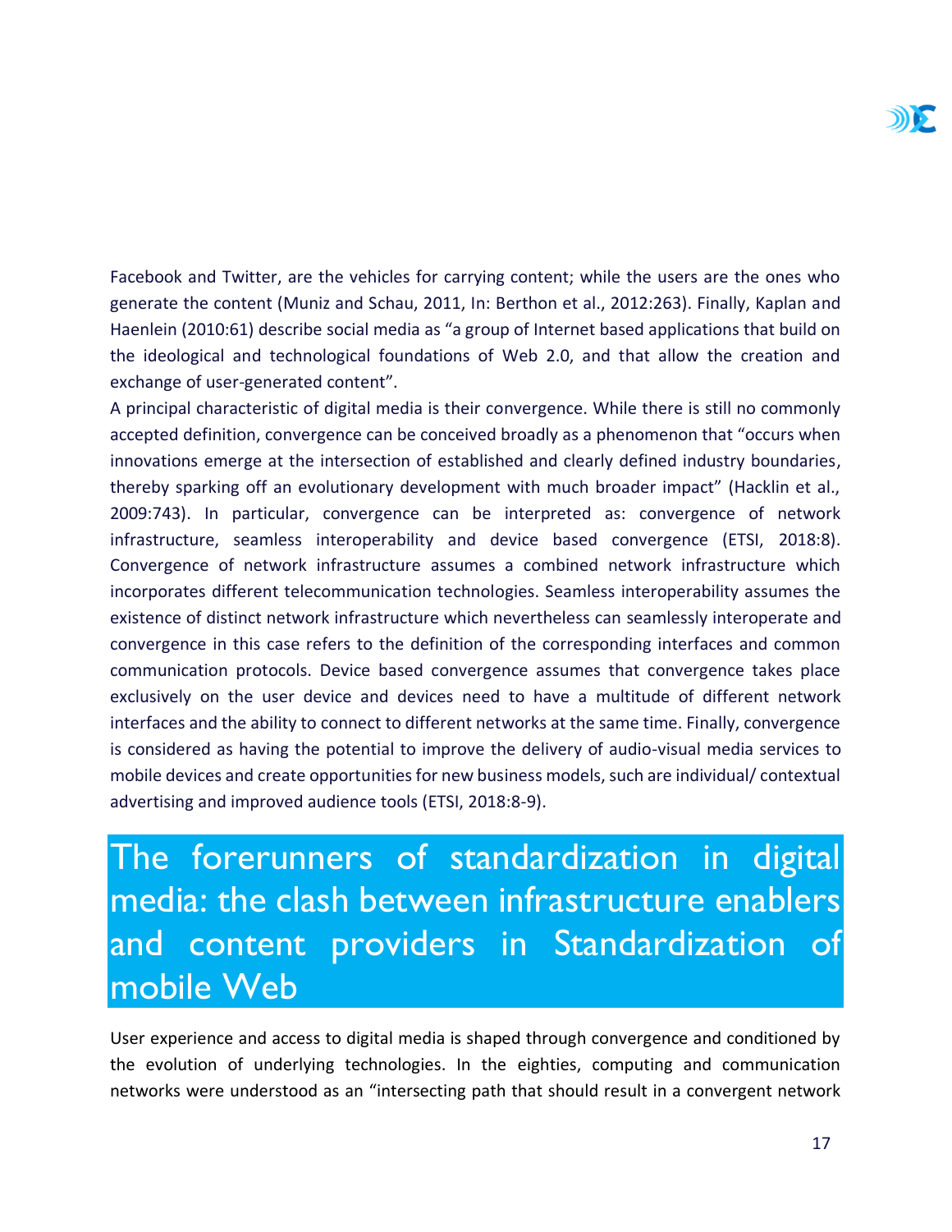Facebook and Twitter, are the vehicles for carrying content; while the users are the ones who generate the content (Muniz and Schau, 2011, In: Berthon et al., 2012:263). Finally, Kaplan and Haenlein (2010:61) describe social media as "a group of Internet based applications that build on the ideological and technological foundations of Web 2.0, and that allow the creation and exchange of user-generated content".

A principal characteristic of digital media is their convergence. While there is still no commonly accepted definition, convergence can be conceived broadly as a phenomenon that "occurs when innovations emerge at the intersection of established and clearly defined industry boundaries, thereby sparking off an evolutionary development with much broader impact" (Hacklin et al., 2009:743). In particular, convergence can be interpreted as: convergence of network infrastructure, seamless interoperability and device based convergence (ETSI, 2018:8). Convergence of network infrastructure assumes a combined network infrastructure which incorporates different telecommunication technologies. Seamless interoperability assumes the existence of distinct network infrastructure which nevertheless can seamlessly interoperate and convergence in this case refers to the definition of the corresponding interfaces and common communication protocols. Device based convergence assumes that convergence takes place exclusively on the user device and devices need to have a multitude of different network interfaces and the ability to connect to different networks at the same time. Finally, convergence is considered as having the potential to improve the delivery of audio-visual media services to mobile devices and create opportunities for new business models, such are individual/ contextual advertising and improved audience tools (ETSI, 2018:8-9).

# The forerunners of standardization in digital media: the clash between infrastructure enablers and content providers in Standardization of mobile Web

User experience and access to digital media is shaped through convergence and conditioned by the evolution of underlying technologies. In the eighties, computing and communication networks were understood as an "intersecting path that should result in a convergent network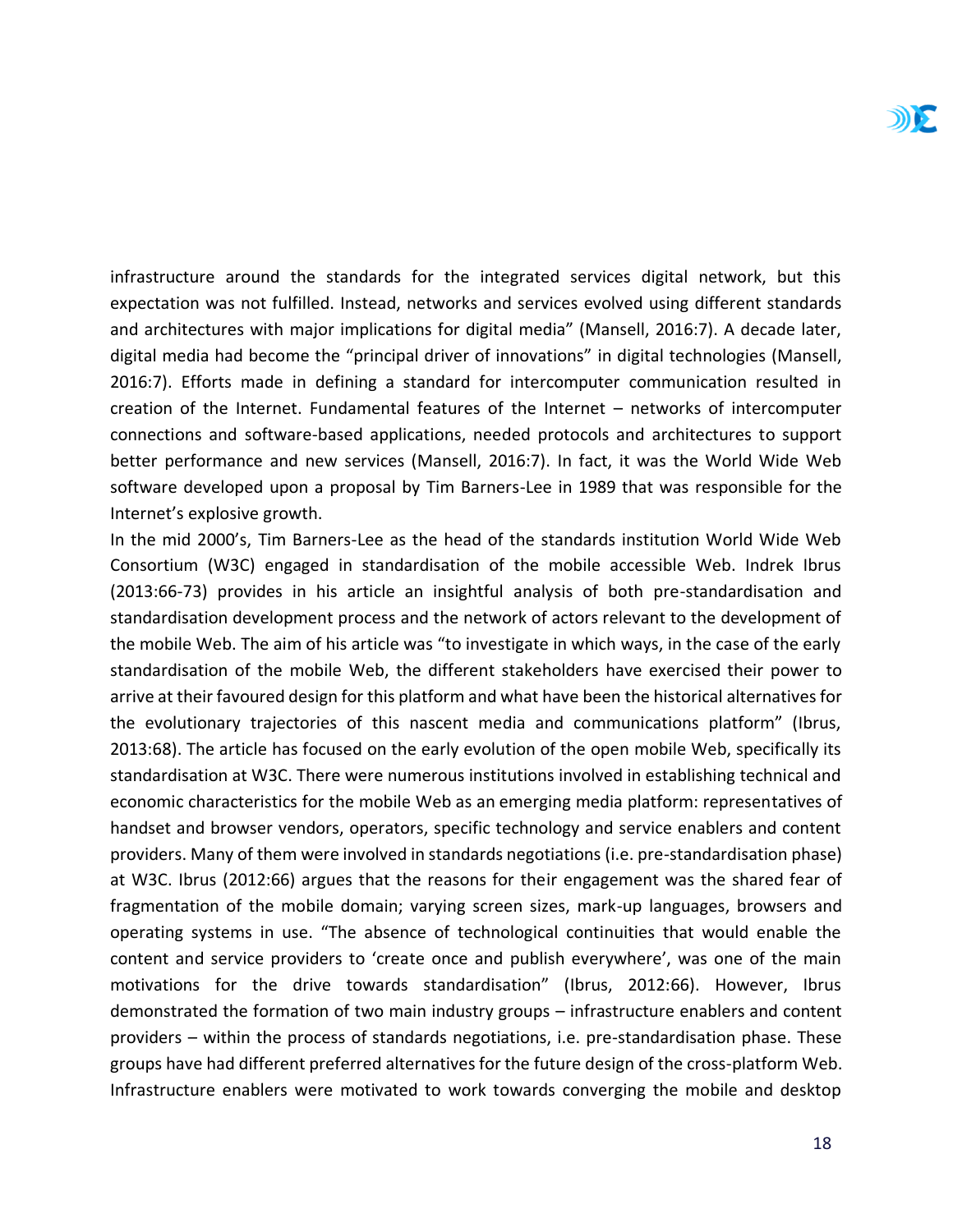infrastructure around the standards for the integrated services digital network, but this expectation was not fulfilled. Instead, networks and services evolved using different standards and architectures with major implications for digital media" (Mansell, 2016:7). A decade later, digital media had become the "principal driver of innovations" in digital technologies (Mansell, 2016:7). Efforts made in defining a standard for intercomputer communication resulted in creation of the Internet. Fundamental features of the Internet – networks of intercomputer connections and software-based applications, needed protocols and architectures to support better performance and new services (Mansell, 2016:7). In fact, it was the World Wide Web software developed upon a proposal by Tim Barners-Lee in 1989 that was responsible for the Internet's explosive growth.

In the mid 2000's, Tim Barners-Lee as the head of the standards institution World Wide Web Consortium (W3C) engaged in standardisation of the mobile accessible Web. Indrek Ibrus (2013:66-73) provides in his article an insightful analysis of both pre-standardisation and standardisation development process and the network of actors relevant to the development of the mobile Web. The aim of his article was "to investigate in which ways, in the case of the early standardisation of the mobile Web, the different stakeholders have exercised their power to arrive at their favoured design for this platform and what have been the historical alternatives for the evolutionary trajectories of this nascent media and communications platform" (Ibrus, 2013:68). The article has focused on the early evolution of the open mobile Web, specifically its standardisation at W3C. There were numerous institutions involved in establishing technical and economic characteristics for the mobile Web as an emerging media platform: representatives of handset and browser vendors, operators, specific technology and service enablers and content providers. Many of them were involved in standards negotiations (i.e. pre-standardisation phase) at W3C. Ibrus (2012:66) argues that the reasons for their engagement was the shared fear of fragmentation of the mobile domain; varying screen sizes, mark-up languages, browsers and operating systems in use. "The absence of technological continuities that would enable the content and service providers to 'create once and publish everywhere', was one of the main motivations for the drive towards standardisation" (Ibrus, 2012:66). However, Ibrus demonstrated the formation of two main industry groups – infrastructure enablers and content providers – within the process of standards negotiations, i.e. pre-standardisation phase. These groups have had different preferred alternatives for the future design of the cross-platform Web. Infrastructure enablers were motivated to work towards converging the mobile and desktop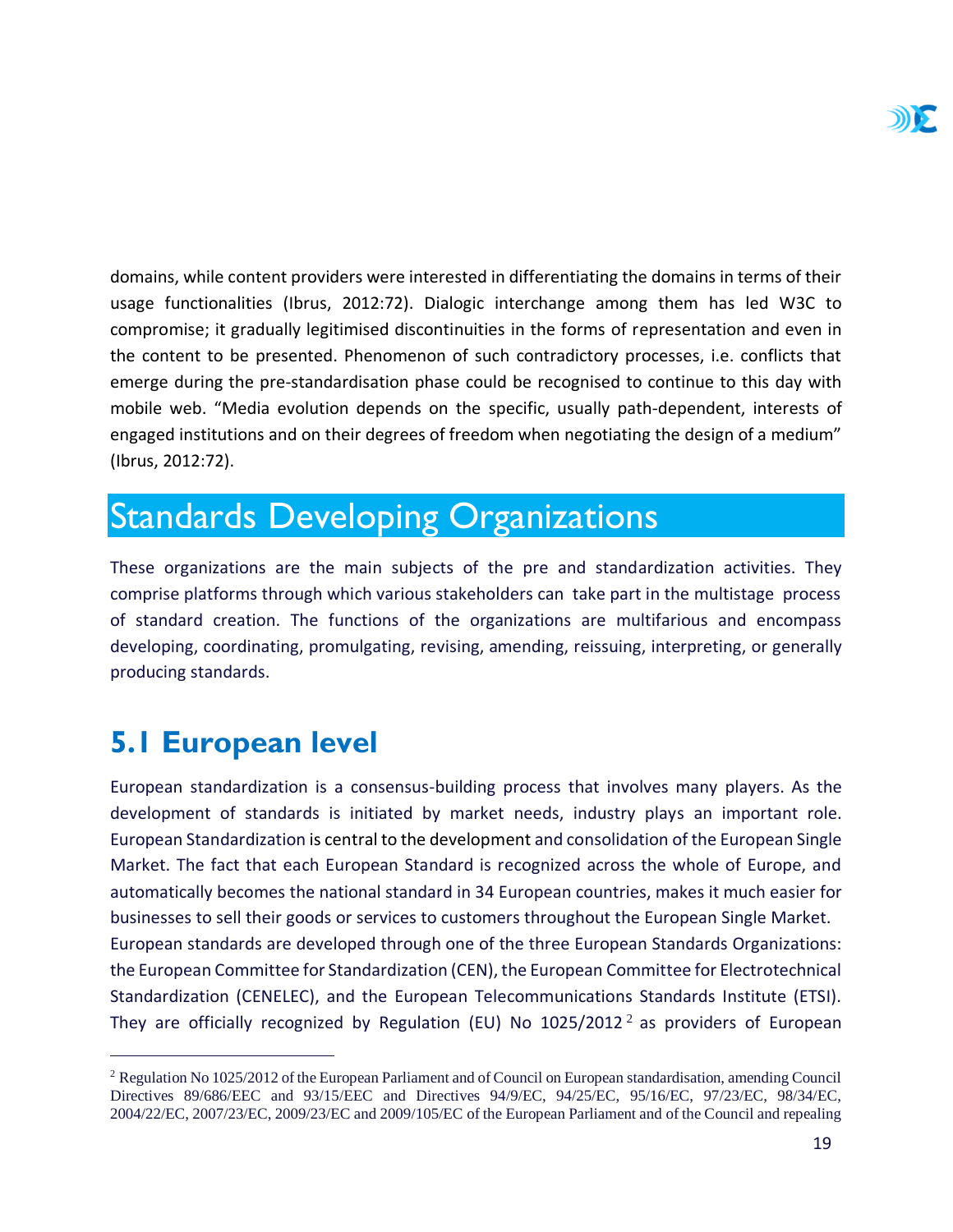domains, while content providers were interested in differentiating the domains in terms of their usage functionalities (Ibrus, 2012:72). Dialogic interchange among them has led W3C to compromise; it gradually legitimised discontinuities in the forms of representation and even in the content to be presented. Phenomenon of such contradictory processes, i.e. conflicts that emerge during the pre-standardisation phase could be recognised to continue to this day with mobile web. "Media evolution depends on the specific, usually path-dependent, interests of engaged institutions and on their degrees of freedom when negotiating the design of a medium" (Ibrus, 2012:72).

# Standards Developing Organizations

These organizations are the main subjects of the pre and standardization activities. They comprise platforms through which various stakeholders can take part in the multistage process of standard creation. The functions of the organizations are multifarious and encompass developing, coordinating, promulgating, revising, amending, reissuing, interpreting, or generally producing standards.

## 5.1 European level

European standardization is a consensus-building process that involves many players. As the development of standards is initiated by market needs, industry plays an important role. European Standardization is central to the development and consolidation of the European Single Market. The fact that each European Standard is recognized across the whole of Europe, and automatically becomes the national standard in 34 European countries, makes it much easier for businesses to sell their goods or services to customers throughout the European Single Market.
European standards are developed through one of the three European Standards Organizations: the European Committee for Standardization (CEN), the European Committee for Electrotechnical Standardization (CENELEC), and the European Telecommunications Standards Institute (ETSI). They are officially recognized by Regulation (EU) No 1025/2012 [2] as providers of European

[2] Regulation No 1025/2012 of the European Parliament and of Council on European standardisation, amending Council Directives 89/686/EEC and 93/15/EEC and Directives 94/9/EC, 94/25/EC, 95/16/EC, 97/23/EC, 98/34/EC, 2004/22/EC, 2007/23/EC, 2009/23/EC and 2009/105/EC of the European Parliament and of the Council and repealing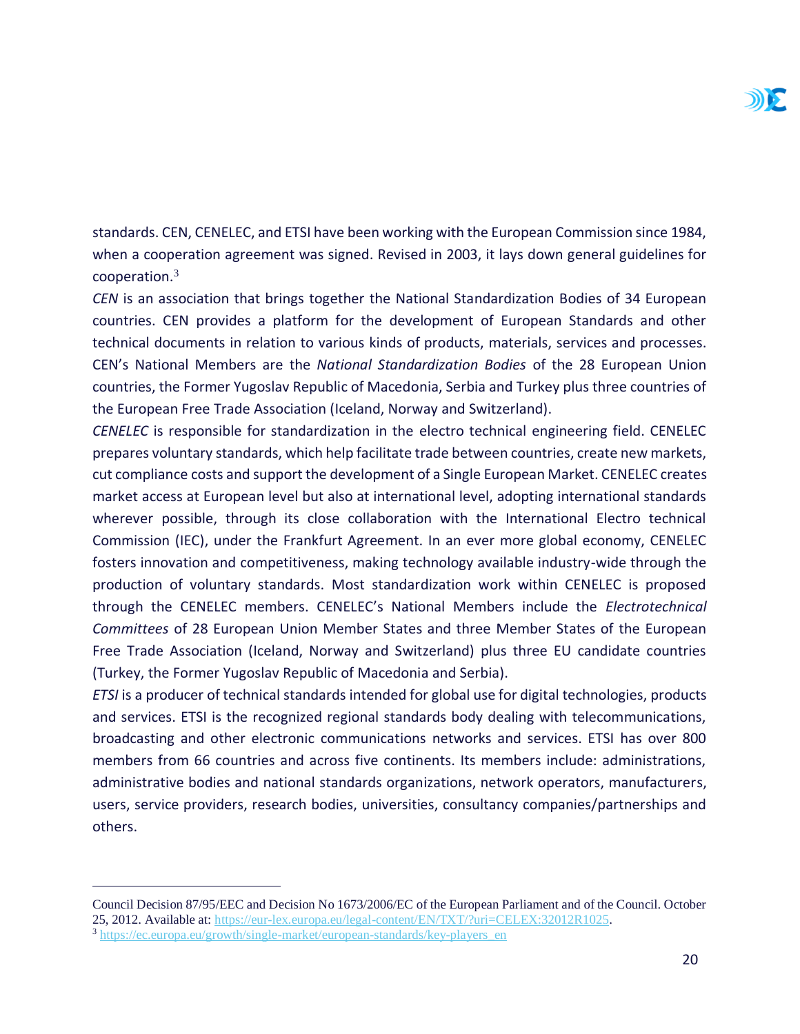standards. CEN, CENELEC, and ETSI have been working with the European Commission since 1984, when a cooperation agreement was signed. Revised in 2003, it lays down general guidelines for cooperation.[3]

*CEN* is an association that brings together the National Standardization Bodies of 34 European countries. CEN provides a platform for the development of European Standards and other technical documents in relation to various kinds of products, materials, services and processes. CEN's National Members are the *National Standardization Bodies* of the 28 European Union countries, the Former Yugoslav Republic of Macedonia, Serbia and Turkey plus three countries of the European Free Trade Association (Iceland, Norway and Switzerland).

*CENELEC* is responsible for standardization in the electro technical engineering field. CENELEC prepares voluntary standards, which help facilitate trade between countries, create new markets, cut compliance costs and support the development of a Single European Market. CENELEC creates market access at European level but also at international level, adopting international standards wherever possible, through its close collaboration with the International Electro technical Commission (IEC), under the Frankfurt Agreement. In an ever more global economy, CENELEC fosters innovation and competitiveness, making technology available industry-wide through the production of voluntary standards. Most standardization work within CENELEC is proposed through the CENELEC members. CENELEC's National Members include the *Electrotechnical Committees* of 28 European Union Member States and three Member States of the European Free Trade Association (Iceland, Norway and Switzerland) plus three EU candidate countries (Turkey, the Former Yugoslav Republic of Macedonia and Serbia).

*ETSI* is a producer of technical standards intended for global use for digital technologies, products and services. ETSI is the recognized regional standards body dealing with telecommunications, broadcasting and other electronic communications networks and services. ETSI has over 800 members from 66 countries and across five continents. Its members include: administrations, administrative bodies and national standards organizations, network operators, manufacturers, users, service providers, research bodies, universities, consultancy companies/partnerships and others.

---

Council Decision 87/95/EEC and Decision No 1673/2006/EC of the European Parliament and of the Council. October 25, 2012. Available at: https://eur-lex.europa.eu/legal-content/EN/TXT/?uri=CELEX:32012R1025.

[3] https://ec.europa.eu/growth/single-market/european-standards/key-players_en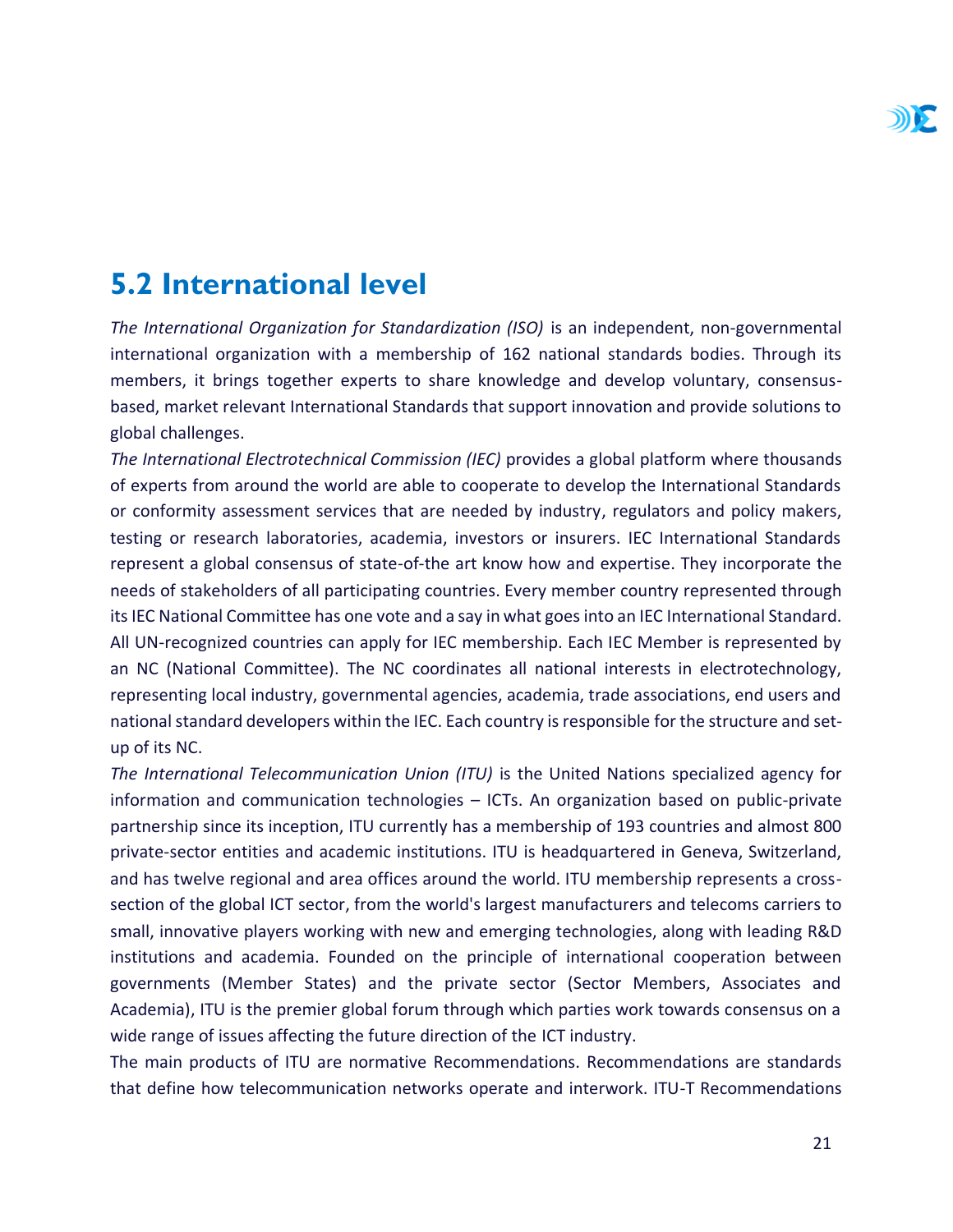## 5.2 International level

*The International Organization for Standardization (ISO)* is an independent, non-governmental international organization with a membership of 162 national standards bodies. Through its members, it brings together experts to share knowledge and develop voluntary, consensus-based, market relevant International Standards that support innovation and provide solutions to global challenges.

*The International Electrotechnical Commission (IEC)* provides a global platform where thousands of experts from around the world are able to cooperate to develop the International Standards or conformity assessment services that are needed by industry, regulators and policy makers, testing or research laboratories, academia, investors or insurers. IEC International Standards represent a global consensus of state-of-the art know how and expertise. They incorporate the needs of stakeholders of all participating countries. Every member country represented through its IEC National Committee has one vote and a say in what goes into an IEC International Standard. All UN-recognized countries can apply for IEC membership. Each IEC Member is represented by an NC (National Committee). The NC coordinates all national interests in electrotechnology, representing local industry, governmental agencies, academia, trade associations, end users and national standard developers within the IEC. Each country is responsible for the structure and set-up of its NC.

*The International Telecommunication Union (ITU)* is the United Nations specialized agency for information and communication technologies – ICTs. An organization based on public-private partnership since its inception, ITU currently has a membership of 193 countries and almost 800 private-sector entities and academic institutions. ITU is headquartered in Geneva, Switzerland, and has twelve regional and area offices around the world. ITU membership represents a cross-section of the global ICT sector, from the world's largest manufacturers and telecoms carriers to small, innovative players working with new and emerging technologies, along with leading R&D institutions and academia. Founded on the principle of international cooperation between governments (Member States) and the private sector (Sector Members, Associates and Academia), ITU is the premier global forum through which parties work towards consensus on a wide range of issues affecting the future direction of the ICT industry.

The main products of ITU are normative Recommendations. Recommendations are standards that define how telecommunication networks operate and interwork. ITU-T Recommendations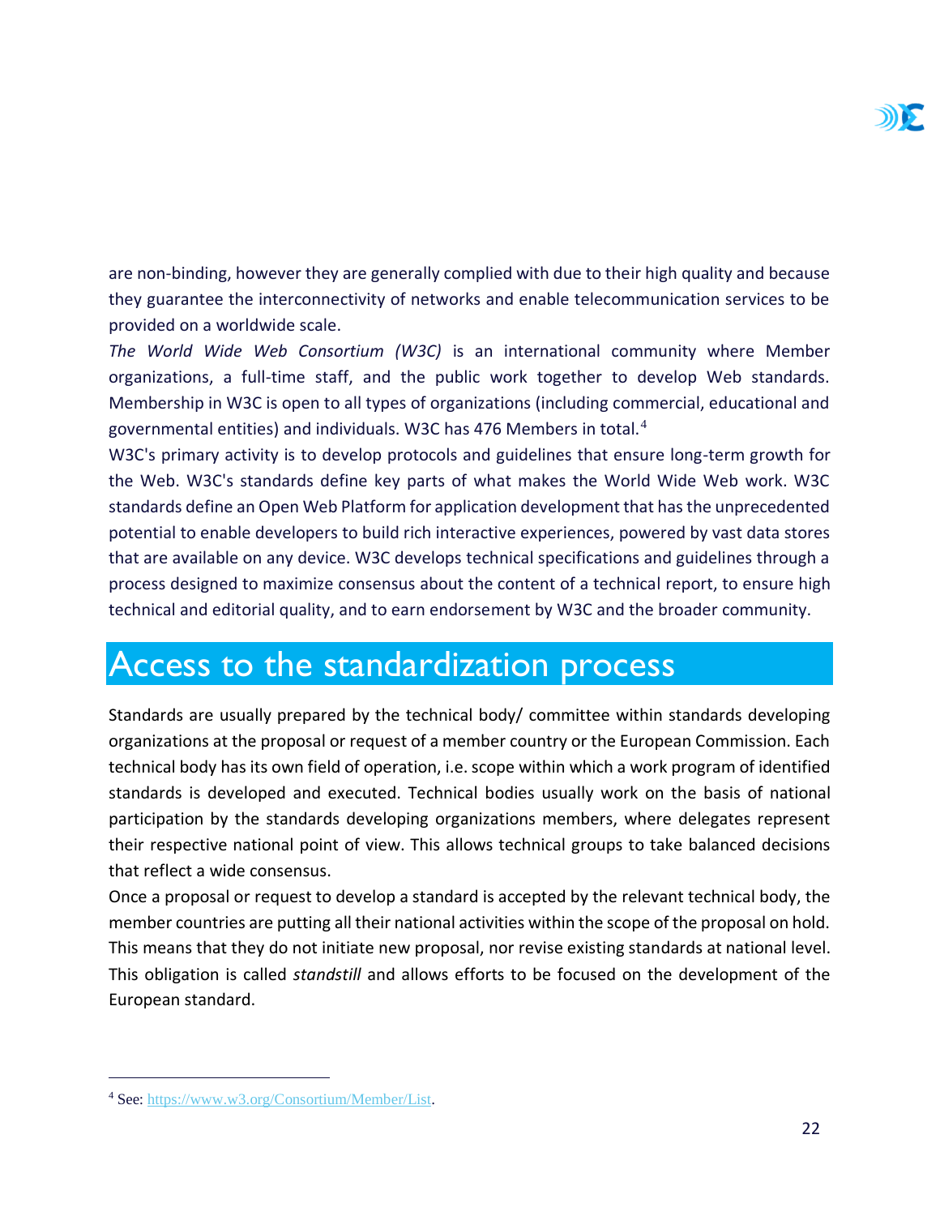are non-binding, however they are generally complied with due to their high quality and because they guarantee the interconnectivity of networks and enable telecommunication services to be provided on a worldwide scale.

*The World Wide Web Consortium (W3C)* is an international community where Member organizations, a full-time staff, and the public work together to develop Web standards. Membership in W3C is open to all types of organizations (including commercial, educational and governmental entities) and individuals. W3C has 476 Members in total.[4]

W3C's primary activity is to develop protocols and guidelines that ensure long-term growth for the Web. W3C's standards define key parts of what makes the World Wide Web work. W3C standards define an Open Web Platform for application development that has the unprecedented potential to enable developers to build rich interactive experiences, powered by vast data stores that are available on any device. W3C develops technical specifications and guidelines through a process designed to maximize consensus about the content of a technical report, to ensure high technical and editorial quality, and to earn endorsement by W3C and the broader community.

# Access to the standardization process

Standards are usually prepared by the technical body/ committee within standards developing organizations at the proposal or request of a member country or the European Commission. Each technical body has its own field of operation, i.e. scope within which a work program of identified standards is developed and executed. Technical bodies usually work on the basis of national participation by the standards developing organizations members, where delegates represent their respective national point of view. This allows technical groups to take balanced decisions that reflect a wide consensus.

Once a proposal or request to develop a standard is accepted by the relevant technical body, the member countries are putting all their national activities within the scope of the proposal on hold. This means that they do not initiate new proposal, nor revise existing standards at national level. This obligation is called *standstill* and allows efforts to be focused on the development of the European standard.

---

[4] See: https://www.w3.org/Consortium/Member/List.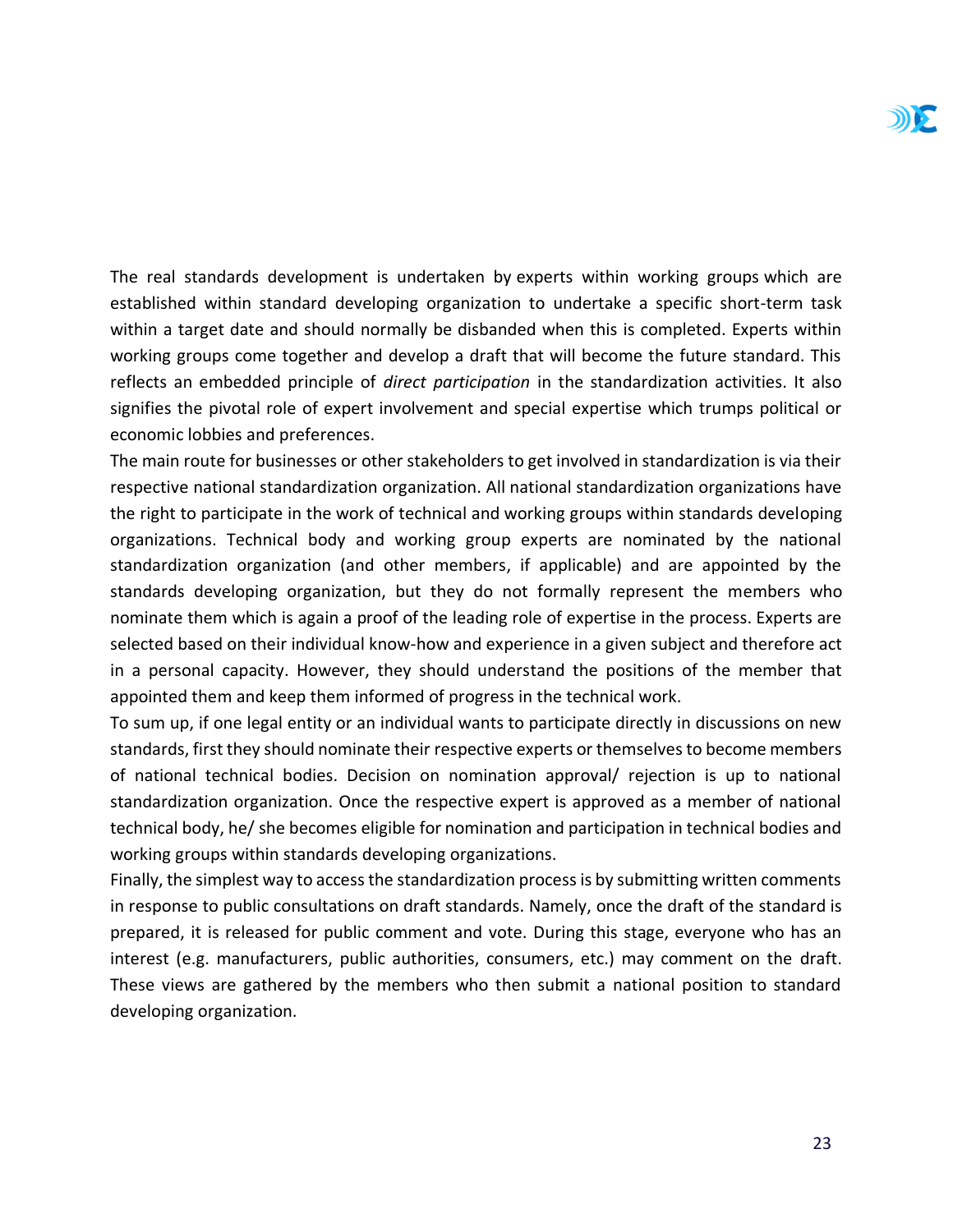The real standards development is undertaken by experts within working groups which are established within standard developing organization to undertake a specific short-term task within a target date and should normally be disbanded when this is completed. Experts within working groups come together and develop a draft that will become the future standard. This reflects an embedded principle of *direct participation* in the standardization activities. It also signifies the pivotal role of expert involvement and special expertise which trumps political or economic lobbies and preferences.

The main route for businesses or other stakeholders to get involved in standardization is via their respective national standardization organization. All national standardization organizations have the right to participate in the work of technical and working groups within standards developing organizations. Technical body and working group experts are nominated by the national standardization organization (and other members, if applicable) and are appointed by the standards developing organization, but they do not formally represent the members who nominate them which is again a proof of the leading role of expertise in the process. Experts are selected based on their individual know-how and experience in a given subject and therefore act in a personal capacity. However, they should understand the positions of the member that appointed them and keep them informed of progress in the technical work.

To sum up, if one legal entity or an individual wants to participate directly in discussions on new standards, first they should nominate their respective experts or themselves to become members of national technical bodies. Decision on nomination approval/ rejection is up to national standardization organization. Once the respective expert is approved as a member of national technical body, he/ she becomes eligible for nomination and participation in technical bodies and working groups within standards developing organizations.

Finally, the simplest way to access the standardization process is by submitting written comments in response to public consultations on draft standards. Namely, once the draft of the standard is prepared, it is released for public comment and vote. During this stage, everyone who has an interest (e.g. manufacturers, public authorities, consumers, etc.) may comment on the draft. These views are gathered by the members who then submit a national position to standard developing organization.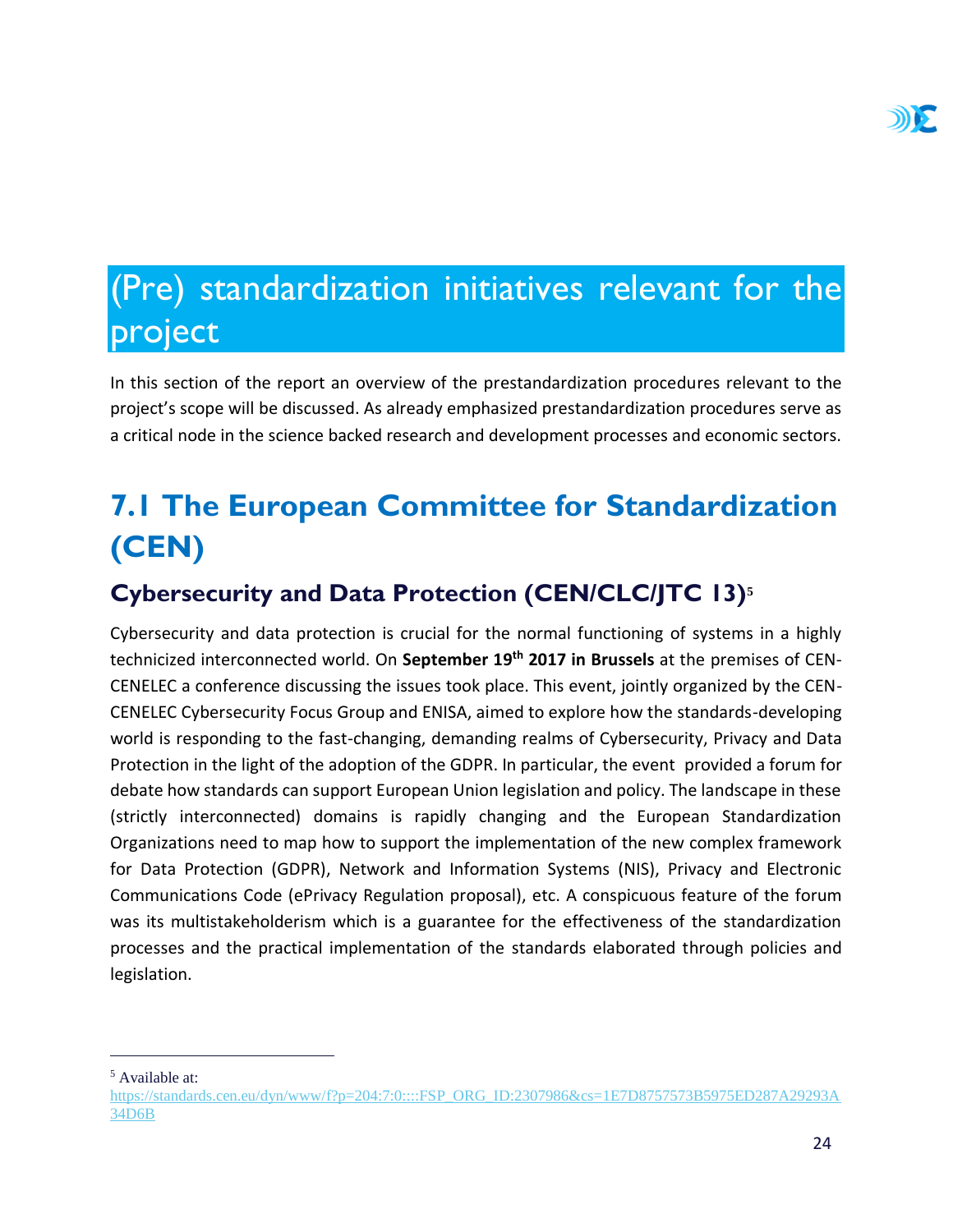# (Pre) standardization initiatives relevant for the project

In this section of the report an overview of the prestandardization procedures relevant to the project's scope will be discussed. As already emphasized prestandardization procedures serve as a critical node in the science backed research and development processes and economic sectors.

## 7.1 The European Committee for Standardization (CEN)

### Cybersecurity and Data Protection (CEN/CLC/JTC 13)[5]

Cybersecurity and data protection is crucial for the normal functioning of systems in a highly technicized interconnected world. On **September 19th 2017 in Brussels** at the premises of CEN-CENELEC a conference discussing the issues took place. This event, jointly organized by the CEN-CENELEC Cybersecurity Focus Group and ENISA, aimed to explore how the standards-developing world is responding to the fast-changing, demanding realms of Cybersecurity, Privacy and Data Protection in the light of the adoption of the GDPR. In particular, the event provided a forum for debate how standards can support European Union legislation and policy. The landscape in these (strictly interconnected) domains is rapidly changing and the European Standardization Organizations need to map how to support the implementation of the new complex framework for Data Protection (GDPR), Network and Information Systems (NIS), Privacy and Electronic Communications Code (ePrivacy Regulation proposal), etc. A conspicuous feature of the forum was its multistakeholderism which is a guarantee for the effectiveness of the standardization processes and the practical implementation of the standards elaborated through policies and legislation.

---

[5] Available at: https://standards.cen.eu/dyn/www/f?p=204:7:0::::FSP_ORG_ID:2307986&cs=1E7D8757573B5975ED287A29293A34D6B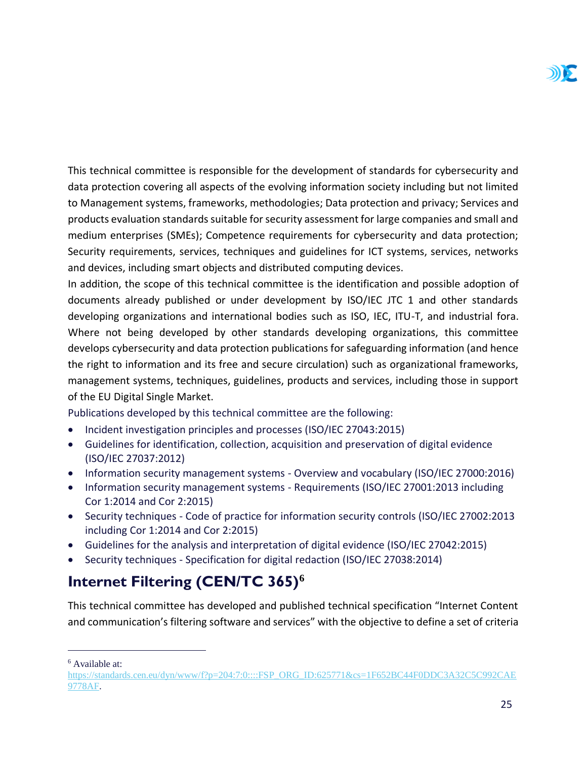This technical committee is responsible for the development of standards for cybersecurity and data protection covering all aspects of the evolving information society including but not limited to Management systems, frameworks, methodologies; Data protection and privacy; Services and products evaluation standards suitable for security assessment for large companies and small and medium enterprises (SMEs); Competence requirements for cybersecurity and data protection; Security requirements, services, techniques and guidelines for ICT systems, services, networks and devices, including smart objects and distributed computing devices.

In addition, the scope of this technical committee is the identification and possible adoption of documents already published or under development by ISO/IEC JTC 1 and other standards developing organizations and international bodies such as ISO, IEC, ITU-T, and industrial fora. Where not being developed by other standards developing organizations, this committee develops cybersecurity and data protection publications for safeguarding information (and hence the right to information and its free and secure circulation) such as organizational frameworks, management systems, techniques, guidelines, products and services, including those in support of the EU Digital Single Market.

Publications developed by this technical committee are the following:

- Incident investigation principles and processes (ISO/IEC 27043:2015)
- Guidelines for identification, collection, acquisition and preservation of digital evidence (ISO/IEC 27037:2012)
- Information security management systems - Overview and vocabulary (ISO/IEC 27000:2016)
- Information security management systems - Requirements (ISO/IEC 27001:2013 including Cor 1:2014 and Cor 2:2015)
- Security techniques - Code of practice for information security controls (ISO/IEC 27002:2013 including Cor 1:2014 and Cor 2:2015)
- Guidelines for the analysis and interpretation of digital evidence (ISO/IEC 27042:2015)
- Security techniques - Specification for digital redaction (ISO/IEC 27038:2014)

## Internet Filtering (CEN/TC 365)[6]

This technical committee has developed and published technical specification "Internet Content and communication's filtering software and services" with the objective to define a set of criteria

[6] Available at: https://standards.cen.eu/dyn/www/f?p=204:7:0::::FSP_ORG_ID:625771&cs=1F652BC44F0DDC3A32C5C992CAE9778AF.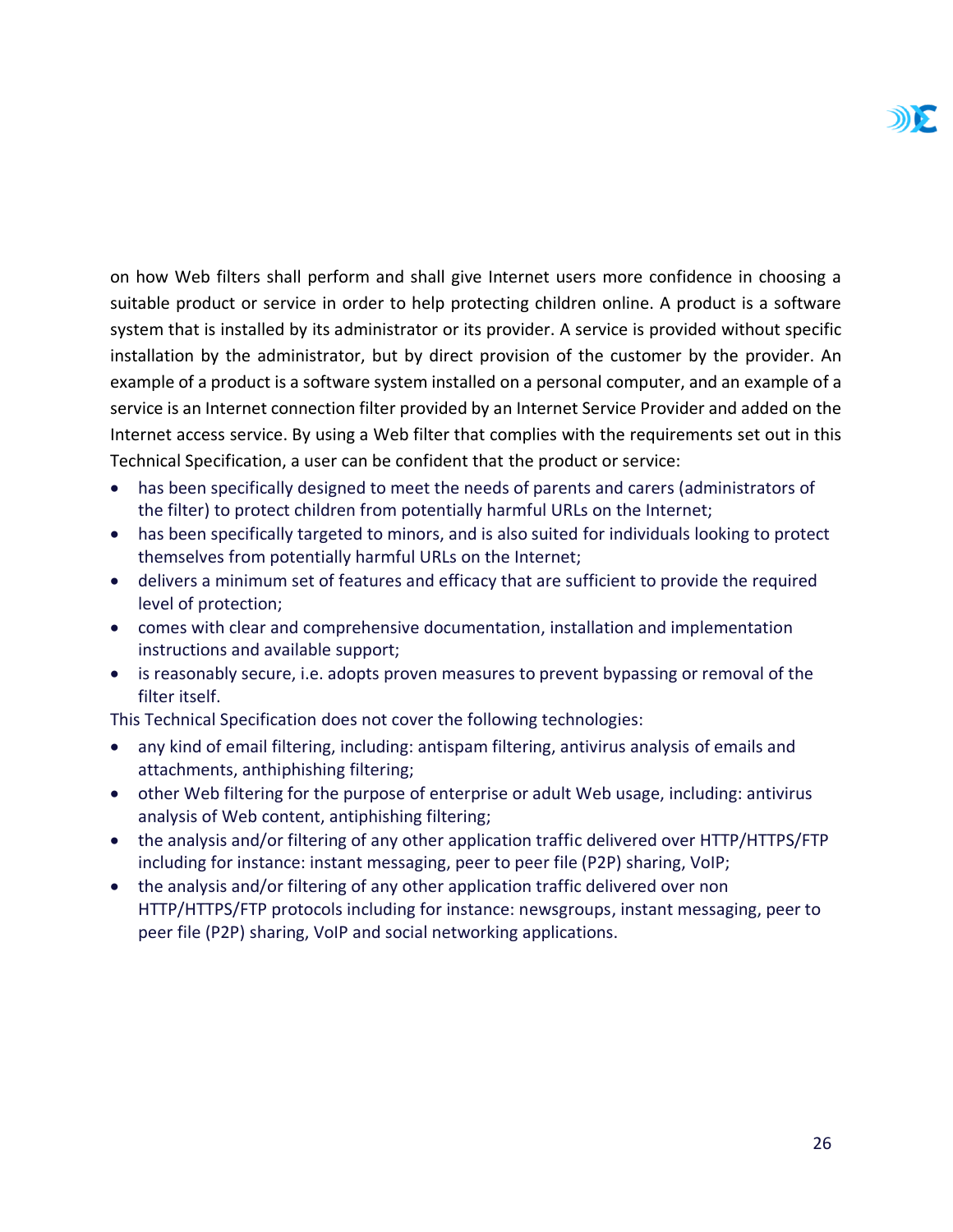on how Web filters shall perform and shall give Internet users more confidence in choosing a suitable product or service in order to help protecting children online. A product is a software system that is installed by its administrator or its provider. A service is provided without specific installation by the administrator, but by direct provision of the customer by the provider. An example of a product is a software system installed on a personal computer, and an example of a service is an Internet connection filter provided by an Internet Service Provider and added on the Internet access service. By using a Web filter that complies with the requirements set out in this Technical Specification, a user can be confident that the product or service:

- has been specifically designed to meet the needs of parents and carers (administrators of the filter) to protect children from potentially harmful URLs on the Internet;
- has been specifically targeted to minors, and is also suited for individuals looking to protect themselves from potentially harmful URLs on the Internet;
- delivers a minimum set of features and efficacy that are sufficient to provide the required level of protection;
- comes with clear and comprehensive documentation, installation and implementation instructions and available support;
- is reasonably secure, i.e. adopts proven measures to prevent bypassing or removal of the filter itself.

This Technical Specification does not cover the following technologies:

- any kind of email filtering, including: antispam filtering, antivirus analysis of emails and attachments, anthiphishing filtering;
- other Web filtering for the purpose of enterprise or adult Web usage, including: antivirus analysis of Web content, antiphishing filtering;
- the analysis and/or filtering of any other application traffic delivered over HTTP/HTTPS/FTP including for instance: instant messaging, peer to peer file (P2P) sharing, VoIP;
- the analysis and/or filtering of any other application traffic delivered over non HTTP/HTTPS/FTP protocols including for instance: newsgroups, instant messaging, peer to peer file (P2P) sharing, VoIP and social networking applications.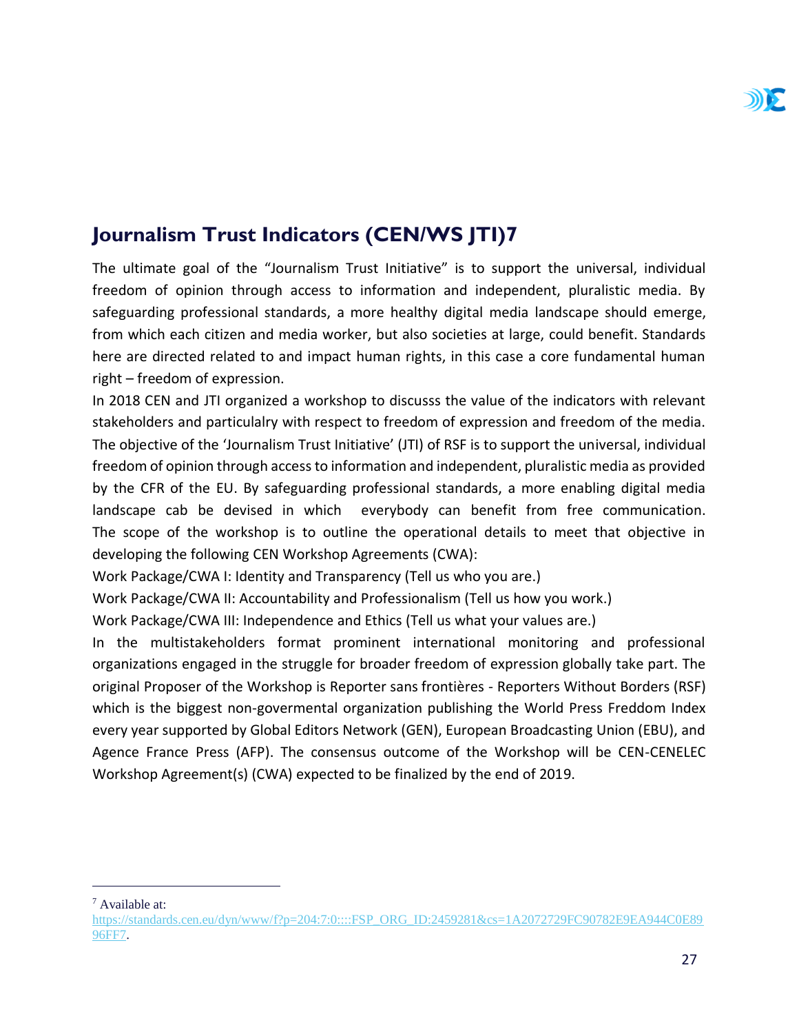## Journalism Trust Indicators (CEN/WS JTI)[7]

The ultimate goal of the "Journalism Trust Initiative" is to support the universal, individual freedom of opinion through access to information and independent, pluralistic media. By safeguarding professional standards, a more healthy digital media landscape should emerge, from which each citizen and media worker, but also societies at large, could benefit. Standards here are directed related to and impact human rights, in this case a core fundamental human right – freedom of expression.

In 2018 CEN and JTI organized a workshop to discusss the value of the indicators with relevant stakeholders and particulalry with respect to freedom of expression and freedom of the media. The objective of the 'Journalism Trust Initiative' (JTI) of RSF is to support the universal, individual freedom of opinion through access to information and independent, pluralistic media as provided by the CFR of the EU. By safeguarding professional standards, a more enabling digital media landscape cab be devised in which everybody can benefit from free communication. The scope of the workshop is to outline the operational details to meet that objective in developing the following CEN Workshop Agreements (CWA):

Work Package/CWA I: Identity and Transparency (Tell us who you are.)

Work Package/CWA II: Accountability and Professionalism (Tell us how you work.)

Work Package/CWA III: Independence and Ethics (Tell us what your values are.)

In the multistakeholders format prominent international monitoring and professional organizations engaged in the struggle for broader freedom of expression globally take part. The original Proposer of the Workshop is Reporter sans frontières - Reporters Without Borders (RSF) which is the biggest non-govermental organization publishing the World Press Freedom Index every year supported by Global Editors Network (GEN), European Broadcasting Union (EBU), and Agence France Press (AFP). The consensus outcome of the Workshop will be CEN-CENELEC Workshop Agreement(s) (CWA) expected to be finalized by the end of 2019.

---

[7] Available at: https://standards.cen.eu/dyn/www/f?p=204:7:0::::FSP_ORG_ID:2459281&cs=1A2072729FC90782E9EA944C0E8996FF7.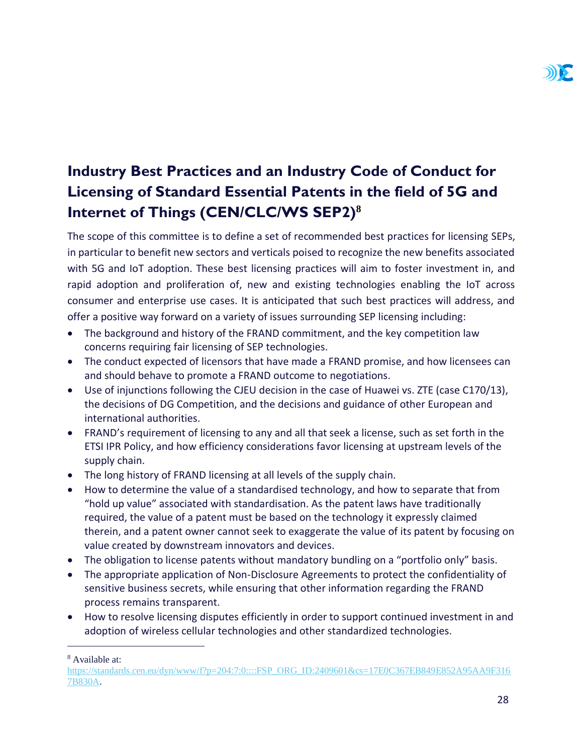## Industry Best Practices and an Industry Code of Conduct for Licensing of Standard Essential Patents in the field of 5G and Internet of Things (CEN/CLC/WS SEP2)[8]

The scope of this committee is to define a set of recommended best practices for licensing SEPs, in particular to benefit new sectors and verticals poised to recognize the new benefits associated with 5G and IoT adoption. These best licensing practices will aim to foster investment in, and rapid adoption and proliferation of, new and existing technologies enabling the IoT across consumer and enterprise use cases. It is anticipated that such best practices will address, and offer a positive way forward on a variety of issues surrounding SEP licensing including:

- The background and history of the FRAND commitment, and the key competition law concerns requiring fair licensing of SEP technologies.
- The conduct expected of licensors that have made a FRAND promise, and how licensees can and should behave to promote a FRAND outcome to negotiations.
- Use of injunctions following the CJEU decision in the case of Huawei vs. ZTE (case C170/13), the decisions of DG Competition, and the decisions and guidance of other European and international authorities.
- FRAND's requirement of licensing to any and all that seek a license, such as set forth in the ETSI IPR Policy, and how efficiency considerations favor licensing at upstream levels of the supply chain.
- The long history of FRAND licensing at all levels of the supply chain.
- How to determine the value of a standardised technology, and how to separate that from "hold up value" associated with standardisation. As the patent laws have traditionally required, the value of a patent must be based on the technology it expressly claimed therein, and a patent owner cannot seek to exaggerate the value of its patent by focusing on value created by downstream innovators and devices.
- The obligation to license patents without mandatory bundling on a "portfolio only" basis.
- The appropriate application of Non-Disclosure Agreements to protect the confidentiality of sensitive business secrets, while ensuring that other information regarding the FRAND process remains transparent.
- How to resolve licensing disputes efficiently in order to support continued investment in and adoption of wireless cellular technologies and other standardized technologies.

---

[8] Available at: https://standards.cen.eu/dyn/www/f?p=204:7:0::::FSP_ORG_ID:2409601&cs=17E0C367EB849E852A95AA9F3167B830A.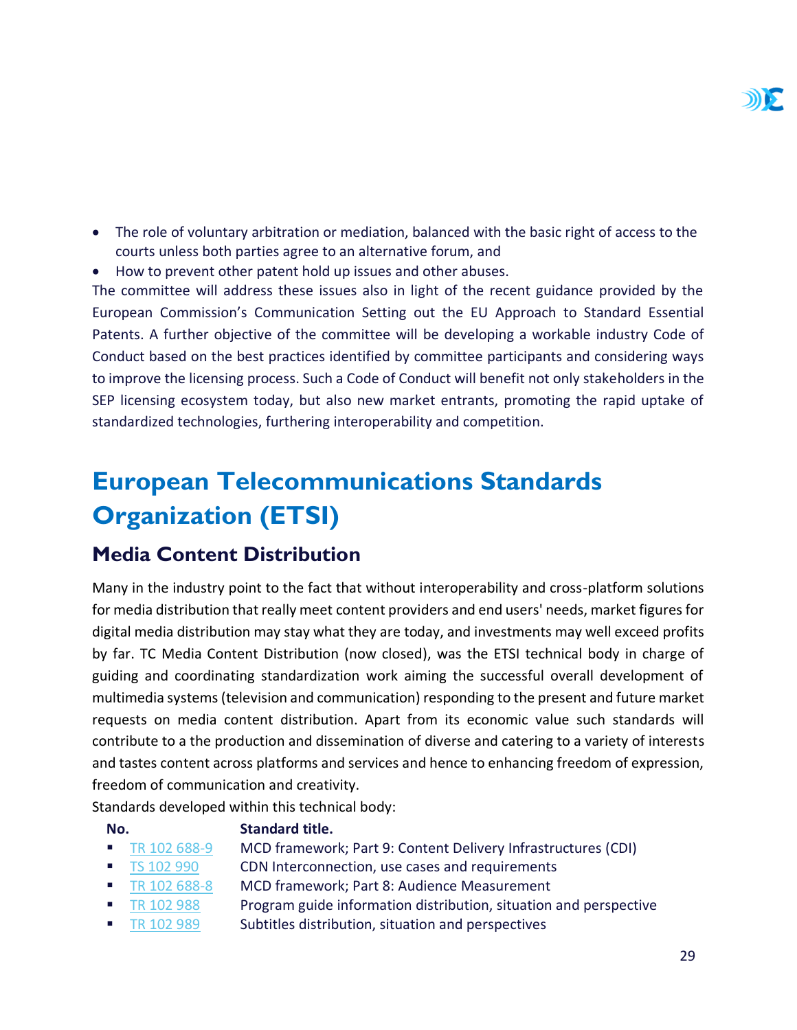- The role of voluntary arbitration or mediation, balanced with the basic right of access to the courts unless both parties agree to an alternative forum, and
- How to prevent other patent hold up issues and other abuses.

The committee will address these issues also in light of the recent guidance provided by the European Commission's Communication Setting out the EU Approach to Standard Essential Patents. A further objective of the committee will be developing a workable industry Code of Conduct based on the best practices identified by committee participants and considering ways to improve the licensing process. Such a Code of Conduct will benefit not only stakeholders in the SEP licensing ecosystem today, but also new market entrants, promoting the rapid uptake of standardized technologies, furthering interoperability and competition.

# European Telecommunications Standards Organization (ETSI)

## Media Content Distribution

Many in the industry point to the fact that without interoperability and cross-platform solutions for media distribution that really meet content providers and end users' needs, market figures for digital media distribution may stay what they are today, and investments may well exceed profits by far. TC Media Content Distribution (now closed), was the ETSI technical body in charge of guiding and coordinating standardization work aiming the successful overall development of multimedia systems (television and communication) responding to the present and future market requests on media content distribution. Apart from its economic value such standards will contribute to a the production and dissemination of diverse and catering to a variety of interests and tastes content across platforms and services and hence to enhancing freedom of expression, freedom of communication and creativity.

Standards developed within this technical body:

| No. | Standard title. |
|---|---|
| TR 102 688-9 | MCD framework; Part 9: Content Delivery Infrastructures (CDI) |
| TS 102 990 | CDN Interconnection, use cases and requirements |
| TR 102 688-8 | MCD framework; Part 8: Audience Measurement |
| TR 102 988 | Program guide information distribution, situation and perspective |
| TR 102 989 | Subtitles distribution, situation and perspectives |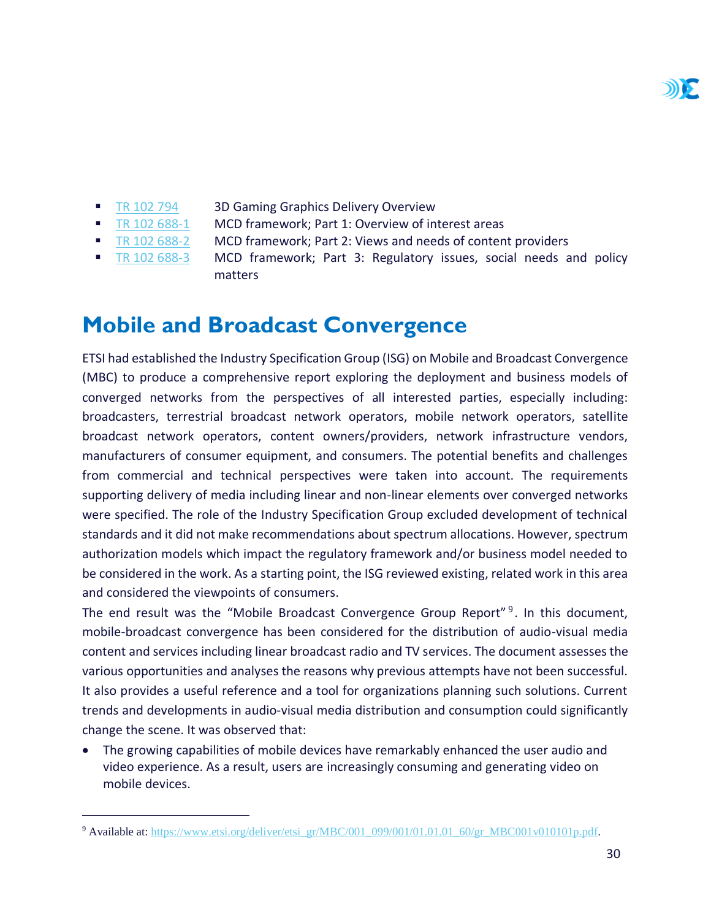- [TR 102 794] 3D Gaming Graphics Delivery Overview
- [TR 102 688-1] MCD framework; Part 1: Overview of interest areas
- [TR 102 688-2] MCD framework; Part 2: Views and needs of content providers
- [TR 102 688-3] MCD framework; Part 3: Regulatory issues, social needs and policy matters

# Mobile and Broadcast Convergence

ETSI had established the Industry Specification Group (ISG) on Mobile and Broadcast Convergence (MBC) to produce a comprehensive report exploring the deployment and business models of converged networks from the perspectives of all interested parties, especially including: broadcasters, terrestrial broadcast network operators, mobile network operators, satellite broadcast network operators, content owners/providers, network infrastructure vendors, manufacturers of consumer equipment, and consumers. The potential benefits and challenges from commercial and technical perspectives were taken into account. The requirements supporting delivery of media including linear and non-linear elements over converged networks were specified. The role of the Industry Specification Group excluded development of technical standards and it did not make recommendations about spectrum allocations. However, spectrum authorization models which impact the regulatory framework and/or business model needed to be considered in the work. As a starting point, the ISG reviewed existing, related work in this area and considered the viewpoints of consumers.

The end result was the "Mobile Broadcast Convergence Group Report"[9]. In this document, mobile-broadcast convergence has been considered for the distribution of audio-visual media content and services including linear broadcast radio and TV services. The document assesses the various opportunities and analyses the reasons why previous attempts have not been successful. It also provides a useful reference and a tool for organizations planning such solutions. Current trends and developments in audio-visual media distribution and consumption could significantly change the scene. It was observed that:

- The growing capabilities of mobile devices have remarkably enhanced the user audio and video experience. As a result, users are increasingly consuming and generating video on mobile devices.

[9] Available at: https://www.etsi.org/deliver/etsi_gr/MBC/001_099/001/01.01.01_60/gr_MBC001v010101p.pdf.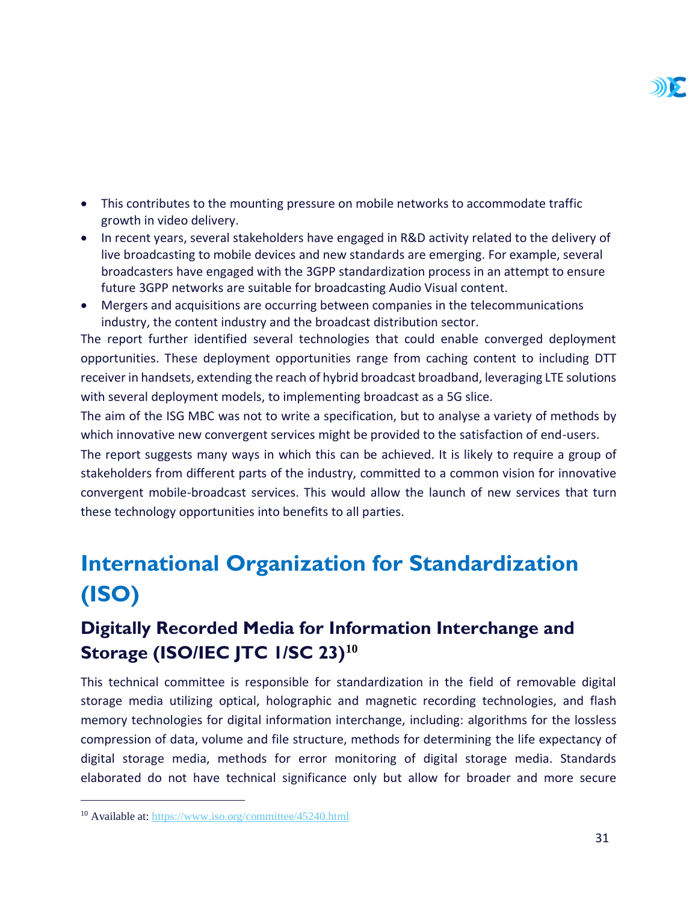- This contributes to the mounting pressure on mobile networks to accommodate traffic growth in video delivery.
- In recent years, several stakeholders have engaged in R&D activity related to the delivery of live broadcasting to mobile devices and new standards are emerging. For example, several broadcasters have engaged with the 3GPP standardization process in an attempt to ensure future 3GPP networks are suitable for broadcasting Audio Visual content.
- Mergers and acquisitions are occurring between companies in the telecommunications industry, the content industry and the broadcast distribution sector.

The report further identified several technologies that could enable converged deployment opportunities. These deployment opportunities range from caching content to including DTT receiver in handsets, extending the reach of hybrid broadcast broadband, leveraging LTE solutions with several deployment models, to implementing broadcast as a 5G slice.

The aim of the ISG MBC was not to write a specification, but to analyse a variety of methods by which innovative new convergent services might be provided to the satisfaction of end-users.

The report suggests many ways in which this can be achieved. It is likely to require a group of stakeholders from different parts of the industry, committed to a common vision for innovative convergent mobile-broadcast services. This would allow the launch of new services that turn these technology opportunities into benefits to all parties.

# International Organization for Standardization (ISO)

## Digitally Recorded Media for Information Interchange and Storage (ISO/IEC JTC 1/SC 23)[10]

This technical committee is responsible for standardization in the field of removable digital storage media utilizing optical, holographic and magnetic recording technologies, and flash memory technologies for digital information interchange, including: algorithms for the lossless compression of data, volume and file structure, methods for determining the life expectancy of digital storage media, methods for error monitoring of digital storage media. Standards elaborated do not have technical significance only but allow for broader and more secure

[10] Available at: https://www.iso.org/committee/45240.html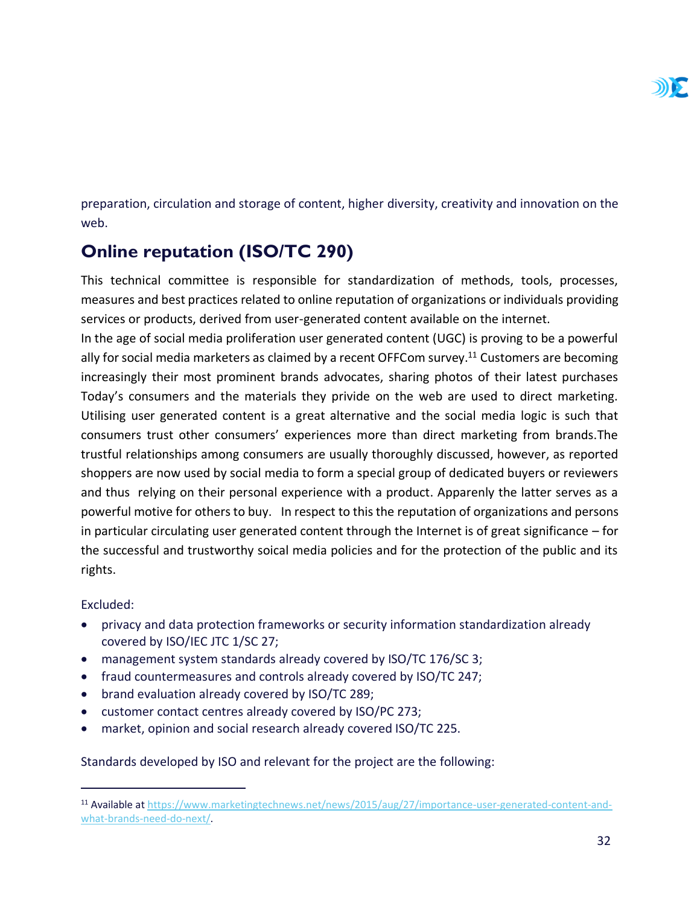preparation, circulation and storage of content, higher diversity, creativity and innovation on the web.

## Online reputation (ISO/TC 290)

This technical committee is responsible for standardization of methods, tools, processes, measures and best practices related to online reputation of organizations or individuals providing services or products, derived from user-generated content available on the internet.

In the age of social media proliferation user generated content (UGC) is proving to be a powerful ally for social media marketers as claimed by a recent OFFCom survey.[11] Customers are becoming increasingly their most prominent brands advocates, sharing photos of their latest purchases Today's consumers and the materials they privide on the web are used to direct marketing. Utilising user generated content is a great alternative and the social media logic is such that consumers trust other consumers' experiences more than direct marketing from brands.The trustful relationships among consumers are usually thoroughly discussed, however, as reported shoppers are now used by social media to form a special group of dedicated buyers or reviewers and thus relying on their personal experience with a product. Apparently the latter serves as a powerful motive for others to buy. In respect to this the reputation of organizations and persons in particular circulating user generated content through the Internet is of great significance – for the successful and trustworthy soical media policies and for the protection of the public and its rights.

Excluded:

- privacy and data protection frameworks or security information standardization already covered by ISO/IEC JTC 1/SC 27;
- management system standards already covered by ISO/TC 176/SC 3;
- fraud countermeasures and controls already covered by ISO/TC 247;
- brand evaluation already covered by ISO/TC 289;
- customer contact centres already covered by ISO/PC 273;
- market, opinion and social research already covered ISO/TC 225.

Standards developed by ISO and relevant for the project are the following:

[11] Available at https://www.marketingtechnews.net/news/2015/aug/27/importance-user-generated-content-and-what-brands-need-do-next/.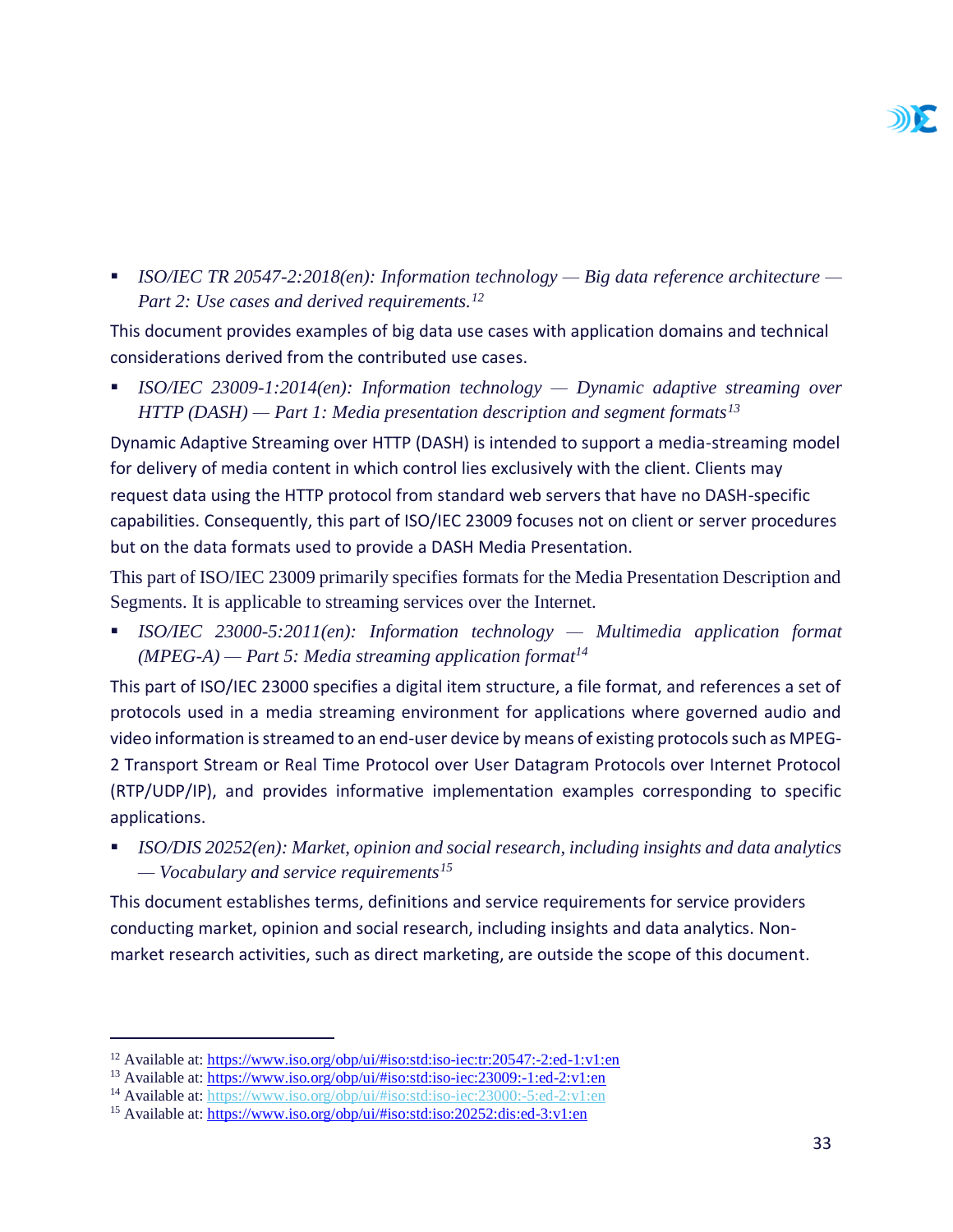- *ISO/IEC TR 20547-2:2018(en): Information technology — Big data reference architecture — Part 2: Use cases and derived requirements.*[12]

This document provides examples of big data use cases with application domains and technical considerations derived from the contributed use cases.

- *ISO/IEC 23009-1:2014(en): Information technology — Dynamic adaptive streaming over HTTP (DASH) — Part 1: Media presentation description and segment formats*[13]

Dynamic Adaptive Streaming over HTTP (DASH) is intended to support a media-streaming model for delivery of media content in which control lies exclusively with the client. Clients may request data using the HTTP protocol from standard web servers that have no DASH-specific capabilities. Consequently, this part of ISO/IEC 23009 focuses not on client or server procedures but on the data formats used to provide a DASH Media Presentation.

This part of ISO/IEC 23009 primarily specifies formats for the Media Presentation Description and Segments. It is applicable to streaming services over the Internet.

- *ISO/IEC 23000-5:2011(en): Information technology — Multimedia application format (MPEG-A) — Part 5: Media streaming application format*[14]

This part of ISO/IEC 23000 specifies a digital item structure, a file format, and references a set of protocols used in a media streaming environment for applications where governed audio and video information is streamed to an end-user device by means of existing protocols such as MPEG-2 Transport Stream or Real Time Protocol over User Datagram Protocols over Internet Protocol (RTP/UDP/IP), and provides informative implementation examples corresponding to specific applications.

- *ISO/DIS 20252(en): Market, opinion and social research, including insights and data analytics — Vocabulary and service requirements*[15]

This document establishes terms, definitions and service requirements for service providers conducting market, opinion and social research, including insights and data analytics. Non-market research activities, such as direct marketing, are outside the scope of this document.

---

[12] Available at: https://www.iso.org/obp/ui/#iso:std:iso-iec:tr:20547:-2:ed-1:v1:en

[13] Available at: https://www.iso.org/obp/ui/#iso:std:iso-iec:23009:-1:ed-2:v1:en

[14] Available at: https://www.iso.org/obp/ui/#iso:std:iso-iec:23000:-5:ed-2:v1:en

[15] Available at: https://www.iso.org/obp/ui/#iso:std:iso:20252:dis:ed-3:v1:en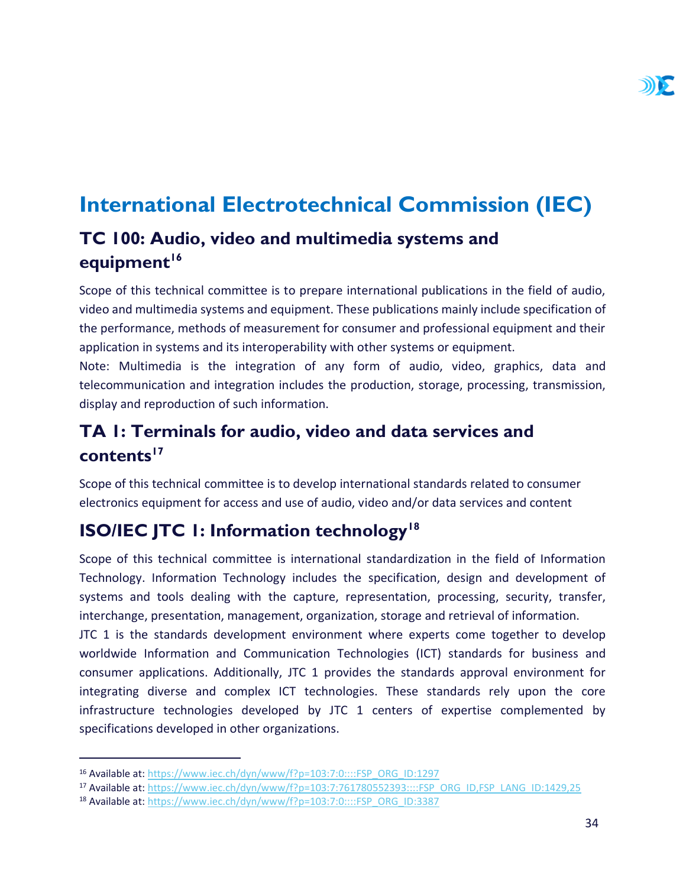# International Electrotechnical Commission (IEC)

## TC 100: Audio, video and multimedia systems and equipment[16]

Scope of this technical committee is to prepare international publications in the field of audio, video and multimedia systems and equipment. These publications mainly include specification of the performance, methods of measurement for consumer and professional equipment and their application in systems and its interoperability with other systems or equipment.
Note: Multimedia is the integration of any form of audio, video, graphics, data and telecommunication and integration includes the production, storage, processing, transmission, display and reproduction of such information.

## TA 1: Terminals for audio, video and data services and contents[17]

Scope of this technical committee is to develop international standards related to consumer electronics equipment for access and use of audio, video and/or data services and content

## ISO/IEC JTC 1: Information technology[18]

Scope of this technical committee is international standardization in the field of Information Technology. Information Technology includes the specification, design and development of systems and tools dealing with the capture, representation, processing, security, transfer, interchange, presentation, management, organization, storage and retrieval of information.
JTC 1 is the standards development environment where experts come together to develop worldwide Information and Communication Technologies (ICT) standards for business and consumer applications. Additionally, JTC 1 provides the standards approval environment for integrating diverse and complex ICT technologies. These standards rely upon the core infrastructure technologies developed by JTC 1 centers of expertise complemented by specifications developed in other organizations.

---

[16] Available at: https://www.iec.ch/dyn/www/f?p=103:7:0::::FSP_ORG_ID:1297

[17] Available at: https://www.iec.ch/dyn/www/f?p=103:7:761780552393::::FSP_ORG_ID,FSP_LANG_ID:1429,25

[18] Available at: https://www.iec.ch/dyn/www/f?p=103:7:0::::FSP_ORG_ID:3387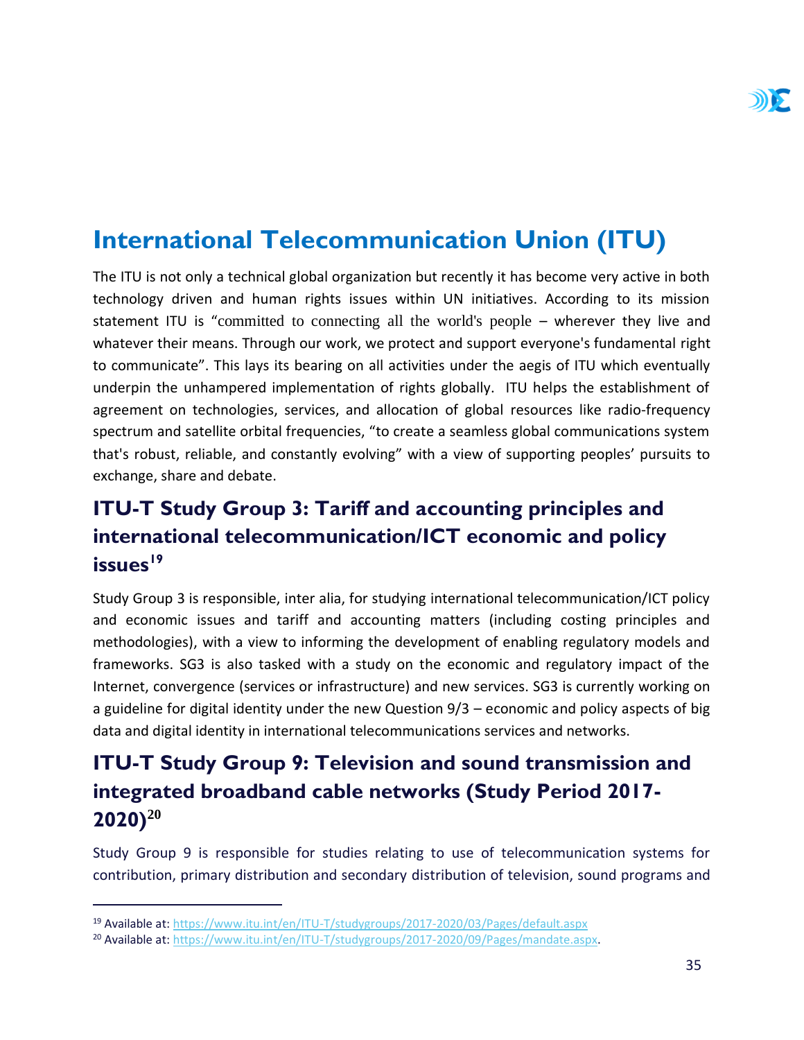# International Telecommunication Union (ITU)

The ITU is not only a technical global organization but recently it has become very active in both technology driven and human rights issues within UN initiatives. According to its mission statement ITU is "committed to connecting all the world's people – wherever they live and whatever their means. Through our work, we protect and support everyone's fundamental right to communicate". This lays its bearing on all activities under the aegis of ITU which eventually underpin the unhampered implementation of rights globally. ITU helps the establishment of agreement on technologies, services, and allocation of global resources like radio-frequency spectrum and satellite orbital frequencies, "to create a seamless global communications system that's robust, reliable, and constantly evolving" with a view of supporting peoples' pursuits to exchange, share and debate.

## ITU-T Study Group 3: Tariff and accounting principles and international telecommunication/ICT economic and policy issues[19]

Study Group 3 is responsible, inter alia, for studying international telecommunication/ICT policy and economic issues and tariff and accounting matters (including costing principles and methodologies), with a view to informing the development of enabling regulatory models and frameworks. SG3 is also tasked with a study on the economic and regulatory impact of the Internet, convergence (services or infrastructure) and new services. SG3 is currently working on a guideline for digital identity under the new Question 9/3 – economic and policy aspects of big data and digital identity in international telecommunications services and networks.

## ITU-T Study Group 9: Television and sound transmission and integrated broadband cable networks (Study Period 2017-2020)[20]

Study Group 9 is responsible for studies relating to use of telecommunication systems for contribution, primary distribution and secondary distribution of television, sound programs and

---

[19] Available at: https://www.itu.int/en/ITU-T/studygroups/2017-2020/03/Pages/default.aspx

[20] Available at: https://www.itu.int/en/ITU-T/studygroups/2017-2020/09/Pages/mandate.aspx.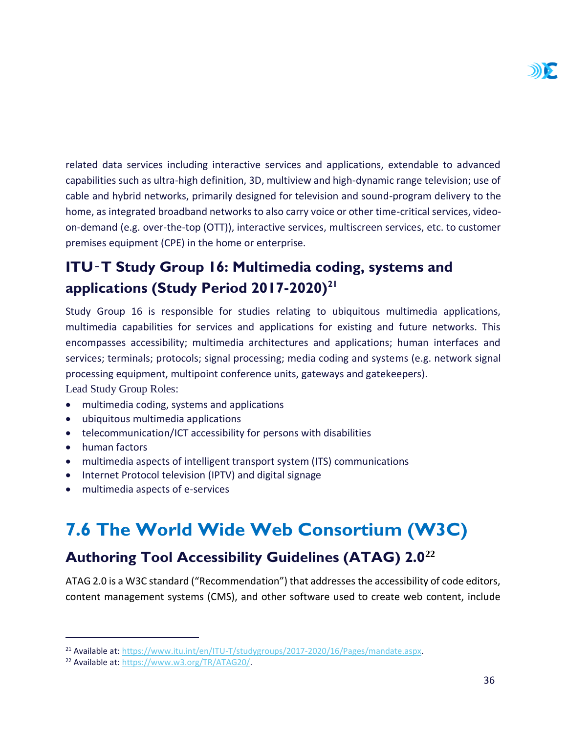related data services including interactive services and applications, extendable to advanced capabilities such as ultra-high definition, 3D, multiview and high-dynamic range television; use of cable and hybrid networks, primarily designed for television and sound-program delivery to the home, as integrated broadband networks to also carry voice or other time-critical services, video-on-demand (e.g. over-the-top (OTT)), interactive services, multiscreen services, etc. to customer premises equipment (CPE) in the home or enterprise.

### ITU‑T Study Group 16: Multimedia coding, systems and applications (Study Period 2017-2020)[21]

Study Group 16 is responsible for studies relating to ubiquitous multimedia applications, multimedia capabilities for services and applications for existing and future networks. This encompasses accessibility; multimedia architectures and applications; human interfaces and services; terminals; protocols; signal processing; media coding and systems (e.g. network signal processing equipment, multipoint conference units, gateways and gatekeepers).

Lead Study Group Roles:

- multimedia coding, systems and applications
- ubiquitous multimedia applications
- telecommunication/ICT accessibility for persons with disabilities
- human factors
- multimedia aspects of intelligent transport system (ITS) communications
- Internet Protocol television (IPTV) and digital signage
- multimedia aspects of e-services

## 7.6 The World Wide Web Consortium (W3C)

### Authoring Tool Accessibility Guidelines (ATAG) 2.0[22]

ATAG 2.0 is a W3C standard ("Recommendation") that addresses the accessibility of code editors, content management systems (CMS), and other software used to create web content, include

[21] Available at: https://www.itu.int/en/ITU-T/studygroups/2017-2020/16/Pages/mandate.aspx.

[22] Available at: https://www.w3.org/TR/ATAG20/.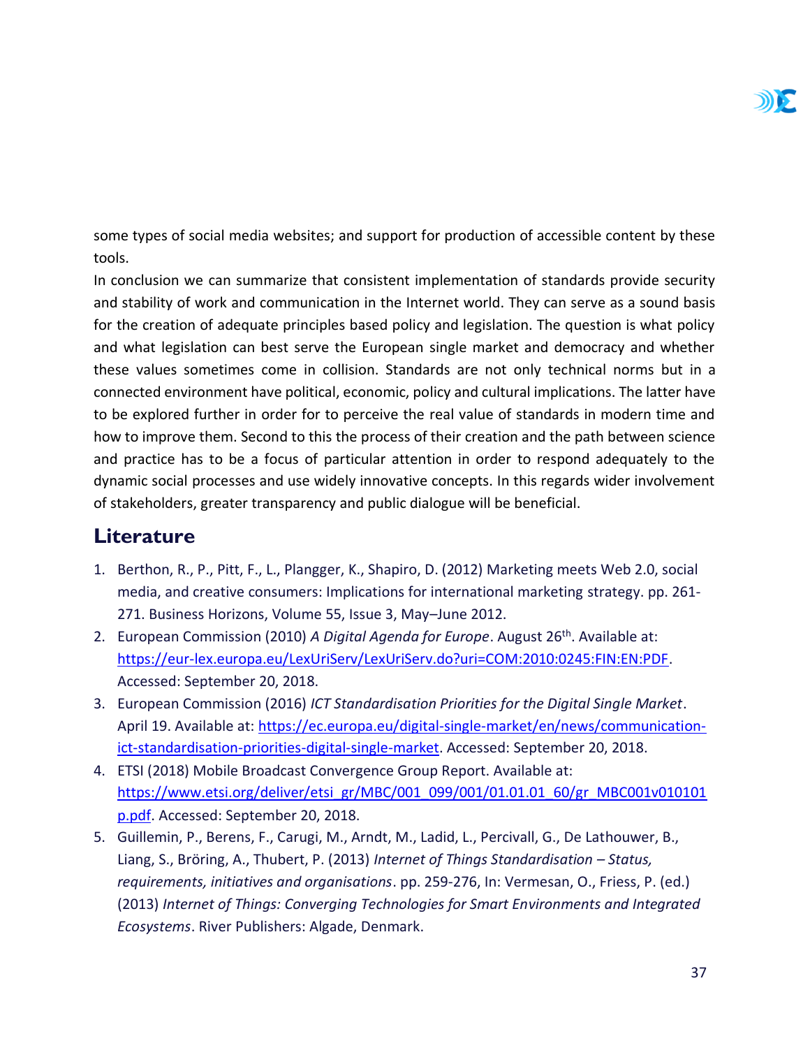some types of social media websites; and support for production of accessible content by these tools.

In conclusion we can summarize that consistent implementation of standards provide security and stability of work and communication in the Internet world. They can serve as a sound basis for the creation of adequate principles based policy and legislation. The question is what policy and what legislation can best serve the European single market and democracy and whether these values sometimes come in collision. Standards are not only technical norms but in a connected environment have political, economic, policy and cultural implications. The latter have to be explored further in order for to perceive the real value of standards in modern time and how to improve them. Second to this the process of their creation and the path between science and practice has to be a focus of particular attention in order to respond adequately to the dynamic social processes and use widely innovative concepts. In this regards wider involvement of stakeholders, greater transparency and public dialogue will be beneficial.

## Literature

1. Berthon, R., P., Pitt, F., L., Plangger, K., Shapiro, D. (2012) Marketing meets Web 2.0, social media, and creative consumers: Implications for international marketing strategy. pp. 261-271. Business Horizons, Volume 55, Issue 3, May–June 2012.
2. European Commission (2010) *A Digital Agenda for Europe*. August 26th. Available at: https://eur-lex.europa.eu/LexUriServ/LexUriServ.do?uri=COM:2010:0245:FIN:EN:PDF. Accessed: September 20, 2018.
3. European Commission (2016) *ICT Standardisation Priorities for the Digital Single Market*. April 19. Available at: https://ec.europa.eu/digital-single-market/en/news/communication-ict-standardisation-priorities-digital-single-market. Accessed: September 20, 2018.
4. ETSI (2018) Mobile Broadcast Convergence Group Report. Available at: https://www.etsi.org/deliver/etsi_gr/MBC/001_099/001/01.01.01_60/gr_MBC001v010101p.pdf. Accessed: September 20, 2018.
5. Guillemin, P., Berens, F., Carugi, M., Arndt, M., Ladid, L., Percivall, G., De Lathouwer, B., Liang, S., Bröring, A., Thubert, P. (2013) *Internet of Things Standardisation – Status, requirements, initiatives and organisations*. pp. 259-276, In: Vermesan, O., Friess, P. (ed.) (2013) *Internet of Things: Converging Technologies for Smart Environments and Integrated Ecosystems*. River Publishers: Algade, Denmark.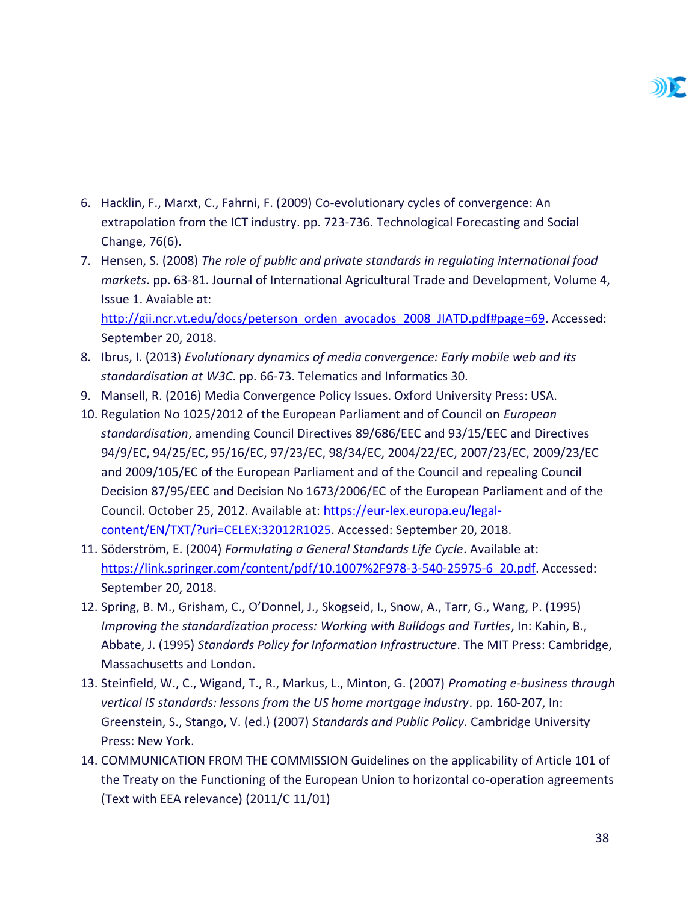6. Hacklin, F., Marxt, C., Fahrni, F. (2009) Co-evolutionary cycles of convergence: An extrapolation from the ICT industry. pp. 723-736. Technological Forecasting and Social Change, 76(6).
7. Hensen, S. (2008) *The role of public and private standards in regulating international food markets*. pp. 63-81. Journal of International Agricultural Trade and Development, Volume 4, Issue 1. Avaiable at: [http://gii.ncr.vt.edu/docs/peterson_orden_avocados_2008_JIATD.pdf#page=69](http://gii.ncr.vt.edu/docs/peterson_orden_avocados_2008_JIATD.pdf#page=69). Accessed: September 20, 2018.
8. Ibrus, I. (2013) *Evolutionary dynamics of media convergence: Early mobile web and its standardisation at W3C*. pp. 66-73. Telematics and Informatics 30.
9. Mansell, R. (2016) Media Convergence Policy Issues. Oxford University Press: USA.
10. Regulation No 1025/2012 of the European Parliament and of Council on *European standardisation*, amending Council Directives 89/686/EEC and 93/15/EEC and Directives 94/9/EC, 94/25/EC, 95/16/EC, 97/23/EC, 98/34/EC, 2004/22/EC, 2007/23/EC, 2009/23/EC and 2009/105/EC of the European Parliament and of the Council and repealing Council Decision 87/95/EEC and Decision No 1673/2006/EC of the European Parliament and of the Council. October 25, 2012. Available at: [https://eur-lex.europa.eu/legal-content/EN/TXT/?uri=CELEX:32012R1025](https://eur-lex.europa.eu/legal-content/EN/TXT/?uri=CELEX:32012R1025). Accessed: September 20, 2018.
11. Söderström, E. (2004) *Formulating a General Standards Life Cycle*. Available at: [https://link.springer.com/content/pdf/10.1007%2F978-3-540-25975-6_20.pdf](https://link.springer.com/content/pdf/10.1007%2F978-3-540-25975-6_20.pdf). Accessed: September 20, 2018.
12. Spring, B. M., Grisham, C., O'Donnel, J., Skogseid, I., Snow, A., Tarr, G., Wang, P. (1995) *Improving the standardization process: Working with Bulldogs and Turtles*, In: Kahin, B., Abbate, J. (1995) *Standards Policy for Information Infrastructure*. The MIT Press: Cambridge, Massachusetts and London.
13. Steinfield, W., C., Wigand, T., R., Markus, L., Minton, G. (2007) *Promoting e-business through vertical IS standards: lessons from the US home mortgage industry*. pp. 160-207, In: Greenstein, S., Stango, V. (ed.) (2007) *Standards and Public Policy*. Cambridge University Press: New York.
14. COMMUNICATION FROM THE COMMISSION Guidelines on the applicability of Article 101 of the Treaty on the Functioning of the European Union to horizontal co-operation agreements (Text with EEA relevance) (2011/C 11/01)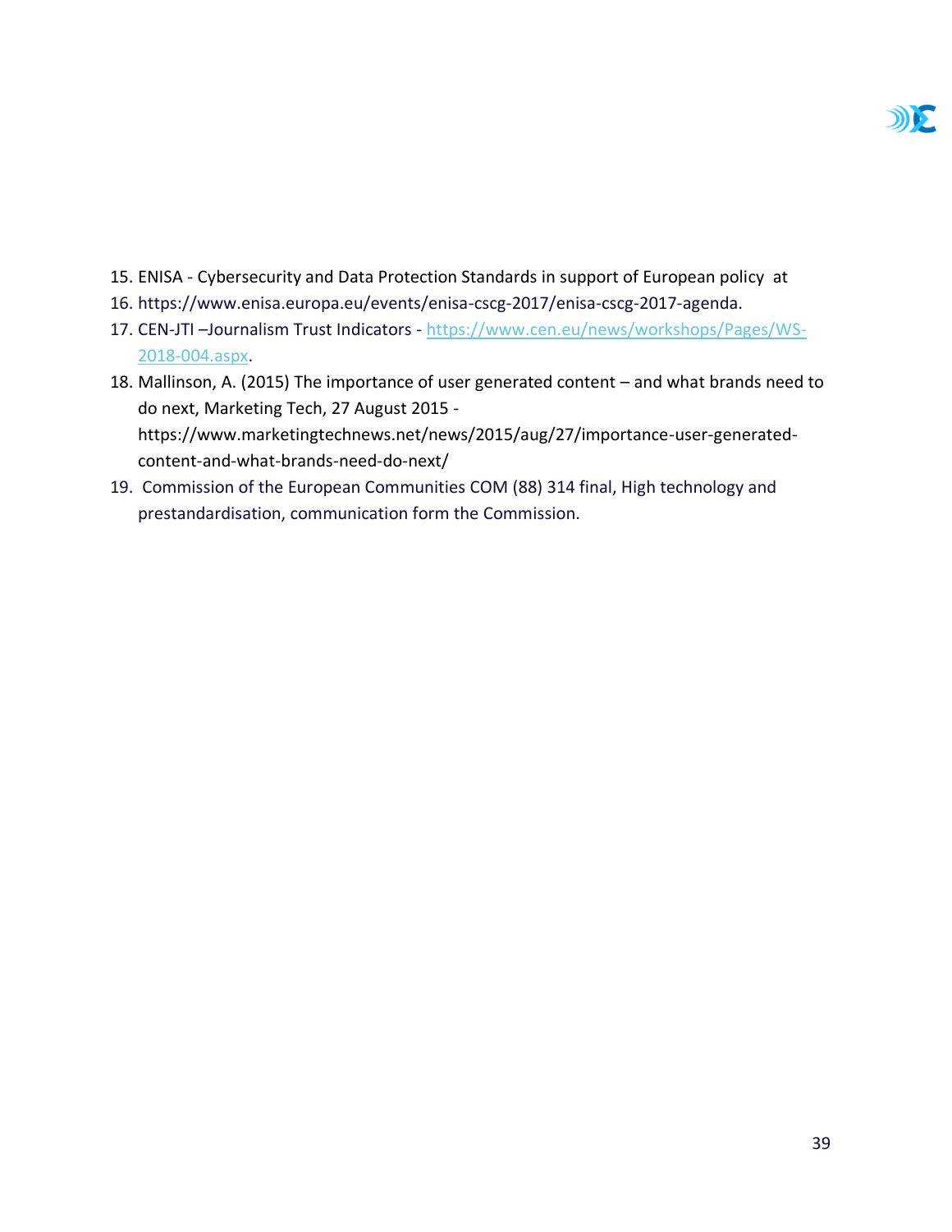15. ENISA - Cybersecurity and Data Protection Standards in support of European policy at
16. https://www.enisa.europa.eu/events/enisa-cscg-2017/enisa-cscg-2017-agenda.
17. CEN-JTI –Journalism Trust Indicators - https://www.cen.eu/news/workshops/Pages/WS-2018-004.aspx.
18. Mallinson, A. (2015) The importance of user generated content – and what brands need to do next, Marketing Tech, 27 August 2015 - https://www.marketingtechnews.net/news/2015/aug/27/importance-user-generated-content-and-what-brands-need-do-next/
19. Commission of the European Communities COM (88) 314 final, High technology and prestandardisation, communication form the Commission.